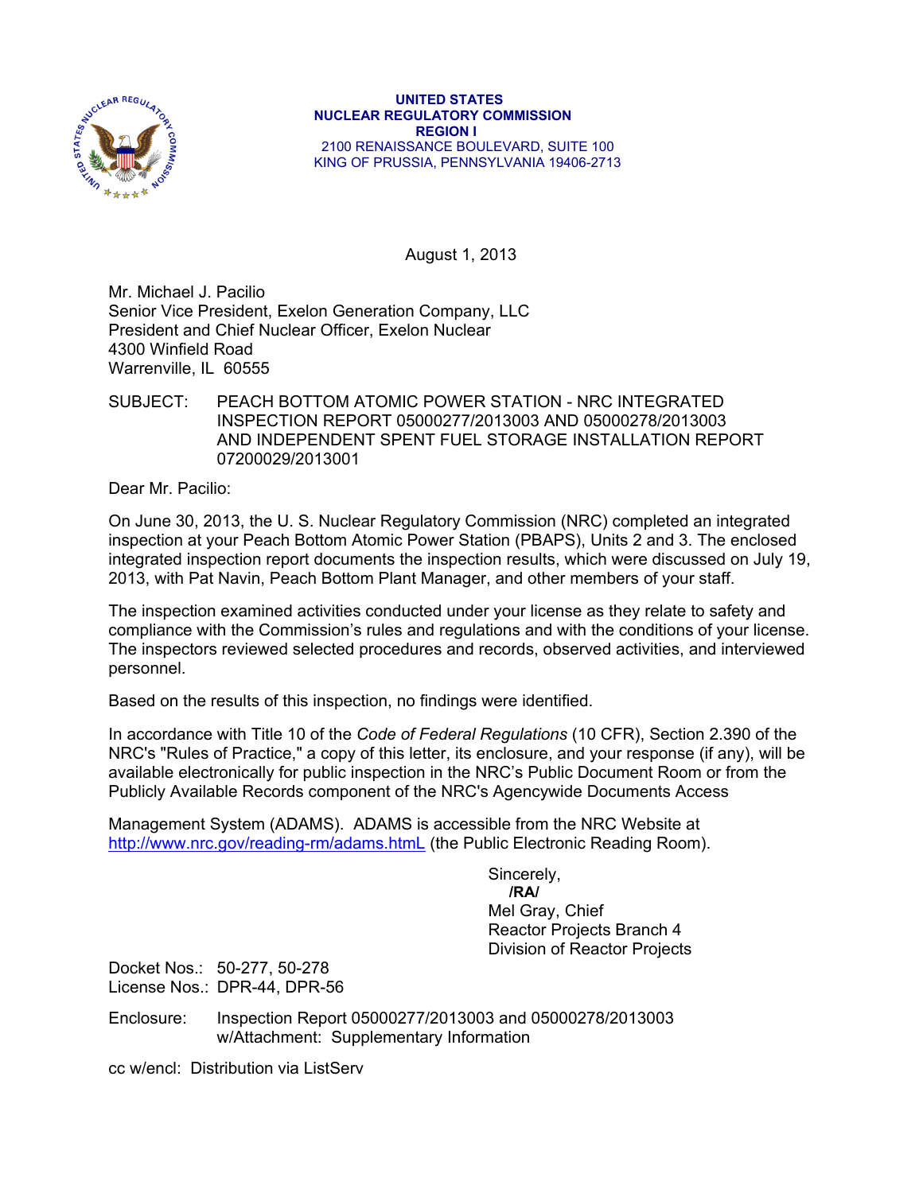**UNITED STATES**
**NUCLEAR REGULATORY COMMISSION**
**REGION I**
2100 RENAISSANCE BOULEVARD, SUITE 100
KING OF PRUSSIA, PENNSYLVANIA 19406-2713

August 1, 2013

Mr. Michael J. Pacilio
Senior Vice President, Exelon Generation Company, LLC
President and Chief Nuclear Officer, Exelon Nuclear
4300 Winfield Road
Warrenville, IL 60555

SUBJECT: PEACH BOTTOM ATOMIC POWER STATION - NRC INTEGRATED INSPECTION REPORT 05000277/2013003 AND 05000278/2013003 AND INDEPENDENT SPENT FUEL STORAGE INSTALLATION REPORT 07200029/2013001

Dear Mr. Pacilio:

On June 30, 2013, the U. S. Nuclear Regulatory Commission (NRC) completed an integrated inspection at your Peach Bottom Atomic Power Station (PBAPS), Units 2 and 3. The enclosed integrated inspection report documents the inspection results, which were discussed on July 19, 2013, with Pat Navin, Peach Bottom Plant Manager, and other members of your staff.

The inspection examined activities conducted under your license as they relate to safety and compliance with the Commission's rules and regulations and with the conditions of your license. The inspectors reviewed selected procedures and records, observed activities, and interviewed personnel.

Based on the results of this inspection, no findings were identified.

In accordance with Title 10 of the *Code of Federal Regulations* (10 CFR), Section 2.390 of the NRC's "Rules of Practice," a copy of this letter, its enclosure, and your response (if any), will be available electronically for public inspection in the NRC's Public Document Room or from the Publicly Available Records component of the NRC's Agencywide Documents Access

Management System (ADAMS). ADAMS is accessible from the NRC Website at http://www.nrc.gov/reading-rm/adams.htmL (the Public Electronic Reading Room).

Sincerely,
**/RA/**
Mel Gray, Chief
Reactor Projects Branch 4
Division of Reactor Projects

Docket Nos.: 50-277, 50-278
License Nos.: DPR-44, DPR-56

Enclosure: Inspection Report 05000277/2013003 and 05000278/2013003
w/Attachment: Supplementary Information

cc w/encl: Distribution via ListServ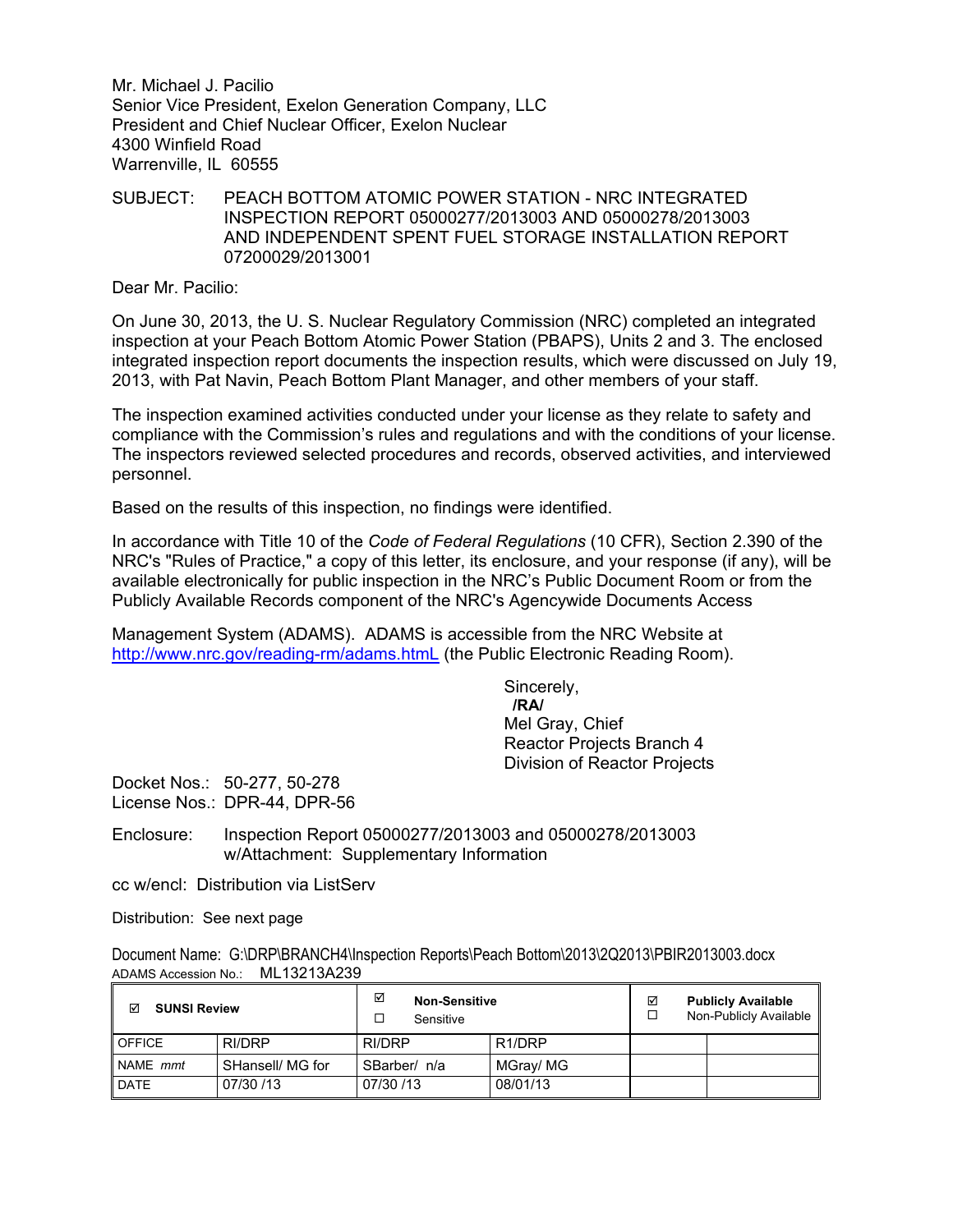Mr. Michael J. Pacilio
Senior Vice President, Exelon Generation Company, LLC
President and Chief Nuclear Officer, Exelon Nuclear
4300 Winfield Road
Warrenville, IL 60555

SUBJECT: PEACH BOTTOM ATOMIC POWER STATION - NRC INTEGRATED INSPECTION REPORT 05000277/2013003 AND 05000278/2013003 AND INDEPENDENT SPENT FUEL STORAGE INSTALLATION REPORT 07200029/2013001

Dear Mr. Pacilio:

On June 30, 2013, the U. S. Nuclear Regulatory Commission (NRC) completed an integrated inspection at your Peach Bottom Atomic Power Station (PBAPS), Units 2 and 3. The enclosed integrated inspection report documents the inspection results, which were discussed on July 19, 2013, with Pat Navin, Peach Bottom Plant Manager, and other members of your staff.

The inspection examined activities conducted under your license as they relate to safety and compliance with the Commission's rules and regulations and with the conditions of your license. The inspectors reviewed selected procedures and records, observed activities, and interviewed personnel.

Based on the results of this inspection, no findings were identified.

In accordance with Title 10 of the *Code of Federal Regulations* (10 CFR), Section 2.390 of the NRC's "Rules of Practice," a copy of this letter, its enclosure, and your response (if any), will be available electronically for public inspection in the NRC's Public Document Room or from the Publicly Available Records component of the NRC's Agencywide Documents Access

Management System (ADAMS). ADAMS is accessible from the NRC Website at http://www.nrc.gov/reading-rm/adams.htmL (the Public Electronic Reading Room).

Sincerely,
**/RA/**
Mel Gray, Chief
Reactor Projects Branch 4
Division of Reactor Projects

Docket Nos.: 50-277, 50-278
License Nos.: DPR-44, DPR-56

Enclosure: Inspection Report 05000277/2013003 and 05000278/2013003 w/Attachment: Supplementary Information

cc w/encl: Distribution via ListServ

Distribution: See next page

Document Name: G:\DRP\BRANCH4\Inspection Reports\Peach Bottom\2013\2Q2013\PBIR2013003.docx
ADAMS Accession No.: ML13213A239

| ☑ **SUNSI Review** | | ☑ **Non-Sensitive** ☐ Sensitive | | ☑ **Publicly Available** ☐ Non-Publicly Available | |
|---|---|---|---|---|---|
| OFFICE | RI/DRP | RI/DRP | R1/DRP | | |
| NAME *mmt* | SHansell/ MG for | SBarber/ n/a | MGray/ MG | | |
| DATE | 07/30 /13 | 07/30 /13 | 08/01/13 | | |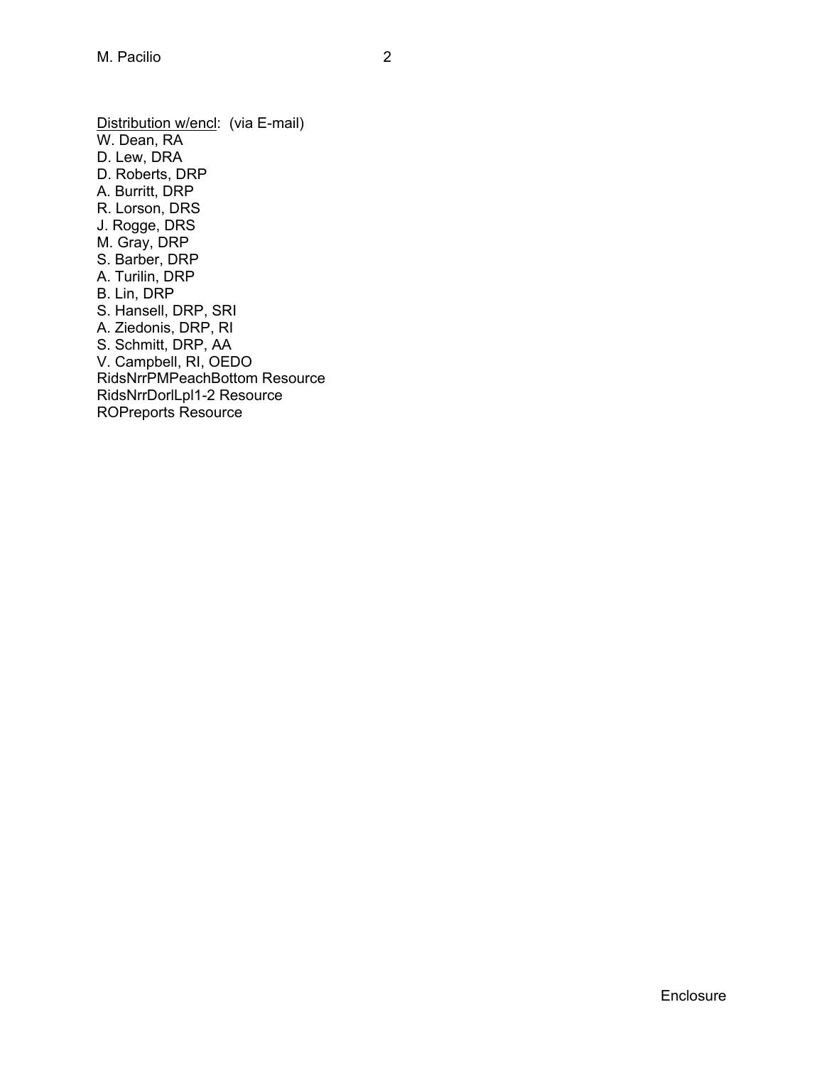<u>Distribution w/encl</u>: (via E-mail)
W. Dean, RA
D. Lew, DRA
D. Roberts, DRP
A. Burritt, DRP
R. Lorson, DRS
J. Rogge, DRS
M. Gray, DRP
S. Barber, DRP
A. Turilin, DRP
B. Lin, DRP
S. Hansell, DRP, SRI
A. Ziedonis, DRP, RI
S. Schmitt, DRP, AA
V. Campbell, RI, OEDO
RidsNrrPMPeachBottom Resource
RidsNrrDorlLpl1-2 Resource
ROPreports Resource

Enclosure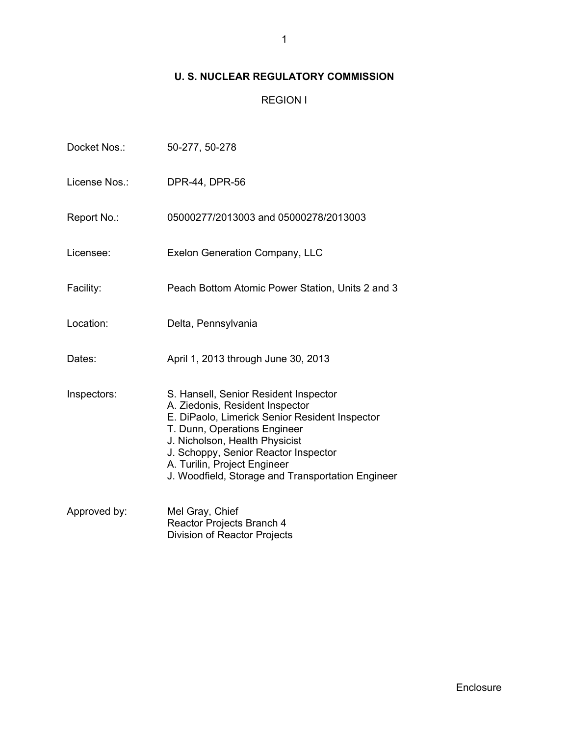# U. S. NUCLEAR REGULATORY COMMISSION

## REGION I

| | |
|---|---|
| Docket Nos.: | 50-277, 50-278 |
| License Nos.: | DPR-44, DPR-56 |
| Report No.: | 05000277/2013003 and 05000278/2013003 |
| Licensee: | Exelon Generation Company, LLC |
| Facility: | Peach Bottom Atomic Power Station, Units 2 and 3 |
| Location: | Delta, Pennsylvania |
| Dates: | April 1, 2013 through June 30, 2013 |
| Inspectors: | S. Hansell, Senior Resident Inspector<br>A. Ziedonis, Resident Inspector<br>E. DiPaolo, Limerick Senior Resident Inspector<br>T. Dunn, Operations Engineer<br>J. Nicholson, Health Physicist<br>J. Schoppy, Senior Reactor Inspector<br>A. Turilin, Project Engineer<br>J. Woodfield, Storage and Transportation Engineer |
| Approved by: | Mel Gray, Chief<br>Reactor Projects Branch 4<br>Division of Reactor Projects |

Enclosure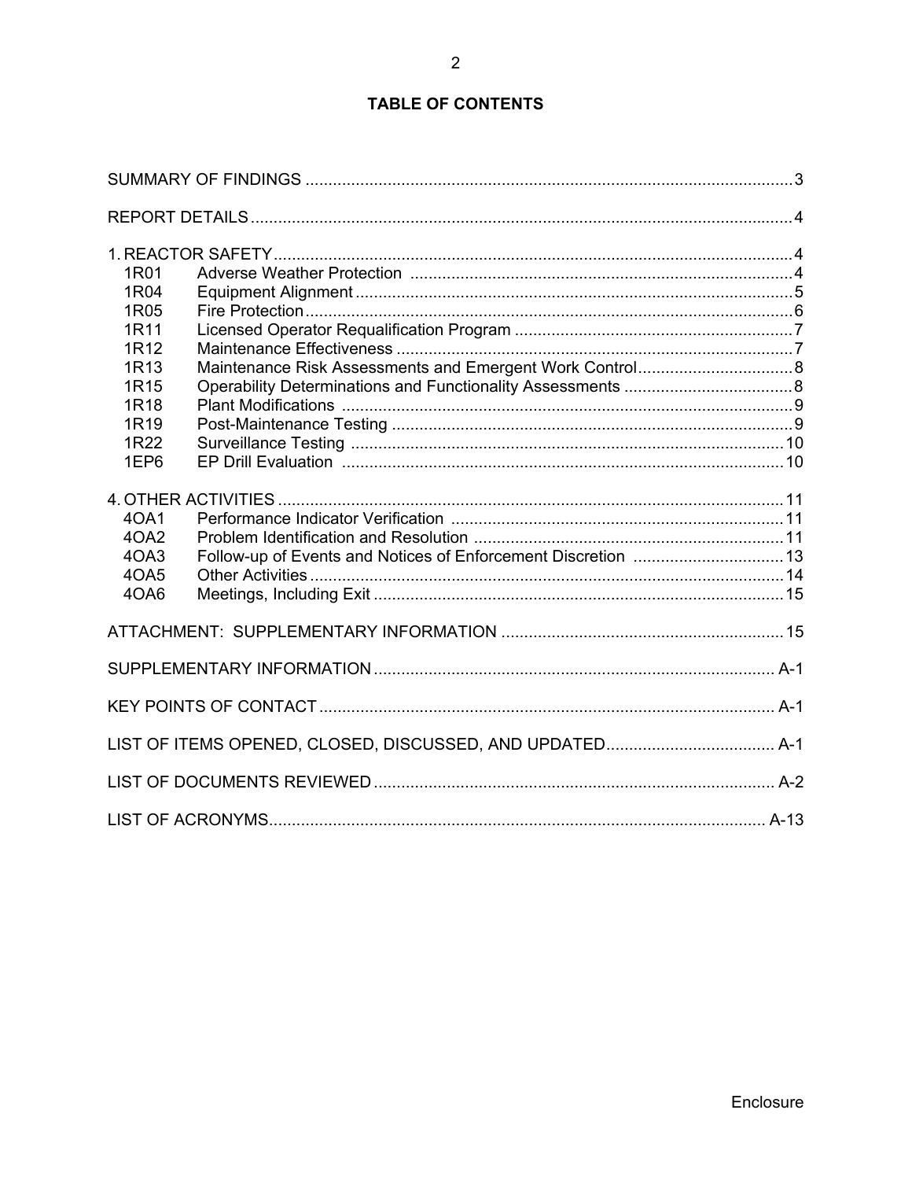**TABLE OF CONTENTS**

| | | |
|---|---|---|
| SUMMARY OF FINDINGS | | 3 |
| REPORT DETAILS | | 4 |
| 1. REACTOR SAFETY | | 4 |
| 1R01 | Adverse Weather Protection | 4 |
| 1R04 | Equipment Alignment | 5 |
| 1R05 | Fire Protection | 6 |
| 1R11 | Licensed Operator Requalification Program | 7 |
| 1R12 | Maintenance Effectiveness | 7 |
| 1R13 | Maintenance Risk Assessments and Emergent Work Control | 8 |
| 1R15 | Operability Determinations and Functionality Assessments | 8 |
| 1R18 | Plant Modifications | 9 |
| 1R19 | Post-Maintenance Testing | 9 |
| 1R22 | Surveillance Testing | 10 |
| 1EP6 | EP Drill Evaluation | 10 |
| 4. OTHER ACTIVITIES | | 11 |
| 4OA1 | Performance Indicator Verification | 11 |
| 4OA2 | Problem Identification and Resolution | 11 |
| 4OA3 | Follow-up of Events and Notices of Enforcement Discretion | 13 |
| 4OA5 | Other Activities | 14 |
| 4OA6 | Meetings, Including Exit | 15 |
| ATTACHMENT: SUPPLEMENTARY INFORMATION | | 15 |
| SUPPLEMENTARY INFORMATION | | A-1 |
| KEY POINTS OF CONTACT | | A-1 |
| LIST OF ITEMS OPENED, CLOSED, DISCUSSED, AND UPDATED | | A-1 |
| LIST OF DOCUMENTS REVIEWED | | A-2 |
| LIST OF ACRONYMS | | A-13 |

Enclosure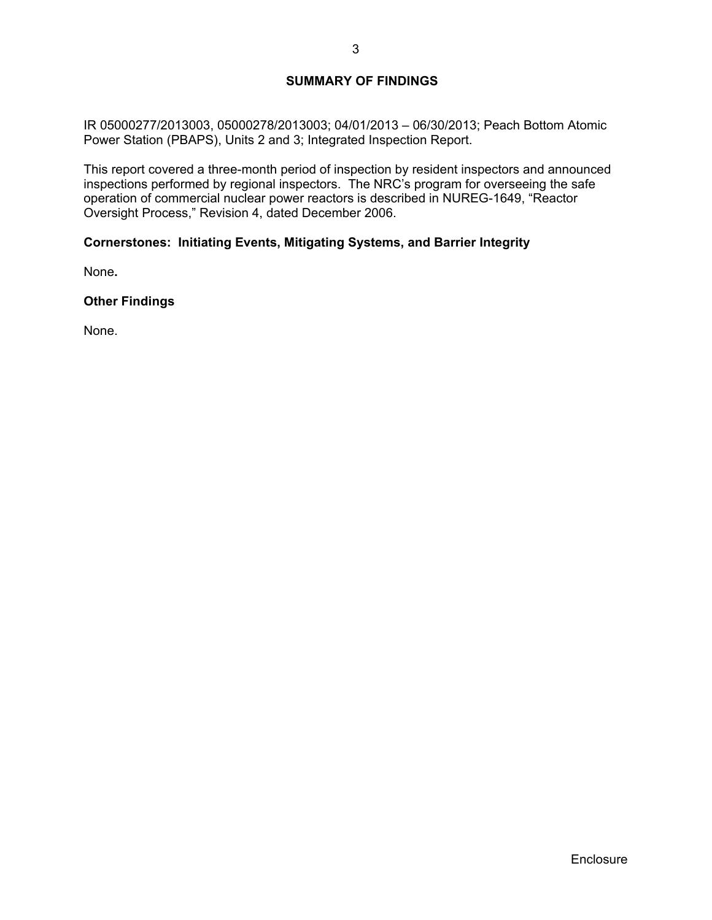## SUMMARY OF FINDINGS

IR 05000277/2013003, 05000278/2013003; 04/01/2013 – 06/30/2013; Peach Bottom Atomic Power Station (PBAPS), Units 2 and 3; Integrated Inspection Report.

This report covered a three-month period of inspection by resident inspectors and announced inspections performed by regional inspectors. The NRC's program for overseeing the safe operation of commercial nuclear power reactors is described in NUREG-1649, "Reactor Oversight Process," Revision 4, dated December 2006.

### Cornerstones: Initiating Events, Mitigating Systems, and Barrier Integrity

None**.**

### Other Findings

None.

Enclosure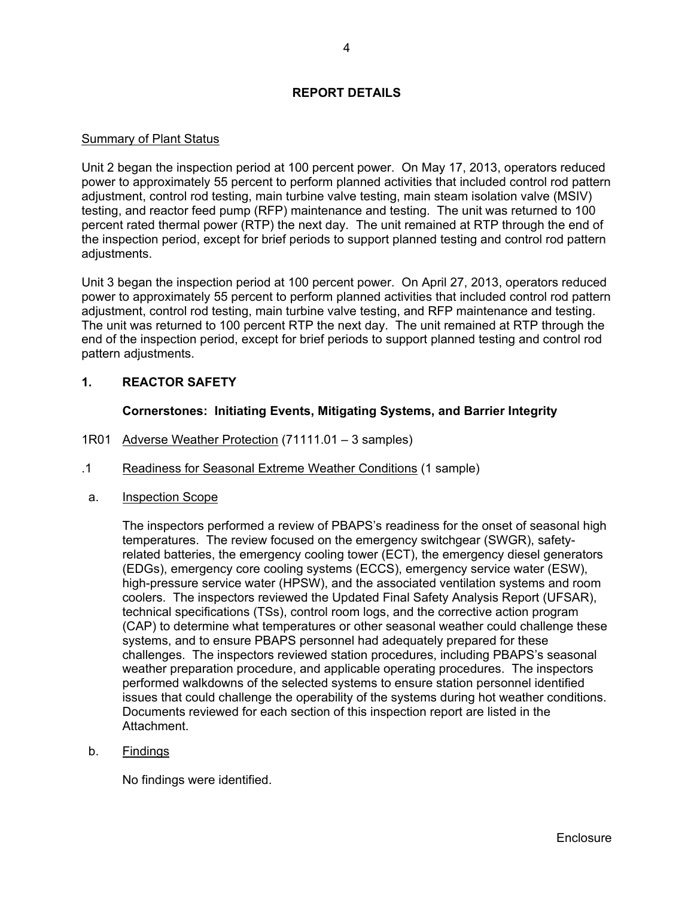## REPORT DETAILS

Summary of Plant Status

Unit 2 began the inspection period at 100 percent power. On May 17, 2013, operators reduced power to approximately 55 percent to perform planned activities that included control rod pattern adjustment, control rod testing, main turbine valve testing, main steam isolation valve (MSIV) testing, and reactor feed pump (RFP) maintenance and testing. The unit was returned to 100 percent rated thermal power (RTP) the next day. The unit remained at RTP through the end of the inspection period, except for brief periods to support planned testing and control rod pattern adjustments.

Unit 3 began the inspection period at 100 percent power. On April 27, 2013, operators reduced power to approximately 55 percent to perform planned activities that included control rod pattern adjustment, control rod testing, main turbine valve testing, and RFP maintenance and testing. The unit was returned to 100 percent RTP the next day. The unit remained at RTP through the end of the inspection period, except for brief periods to support planned testing and control rod pattern adjustments.

## 1. REACTOR SAFETY

### Cornerstones: Initiating Events, Mitigating Systems, and Barrier Integrity

1R01 Adverse Weather Protection (71111.01 – 3 samples)

.1 Readiness for Seasonal Extreme Weather Conditions (1 sample)

a. Inspection Scope

The inspectors performed a review of PBAPS's readiness for the onset of seasonal high temperatures. The review focused on the emergency switchgear (SWGR), safety-related batteries, the emergency cooling tower (ECT), the emergency diesel generators (EDGs), emergency core cooling systems (ECCS), emergency service water (ESW), high-pressure service water (HPSW), and the associated ventilation systems and room coolers. The inspectors reviewed the Updated Final Safety Analysis Report (UFSAR), technical specifications (TSs), control room logs, and the corrective action program (CAP) to determine what temperatures or other seasonal weather could challenge these systems, and to ensure PBAPS personnel had adequately prepared for these challenges. The inspectors reviewed station procedures, including PBAPS's seasonal weather preparation procedure, and applicable operating procedures. The inspectors performed walkdowns of the selected systems to ensure station personnel identified issues that could challenge the operability of the systems during hot weather conditions. Documents reviewed for each section of this inspection report are listed in the Attachment.

b. Findings

No findings were identified.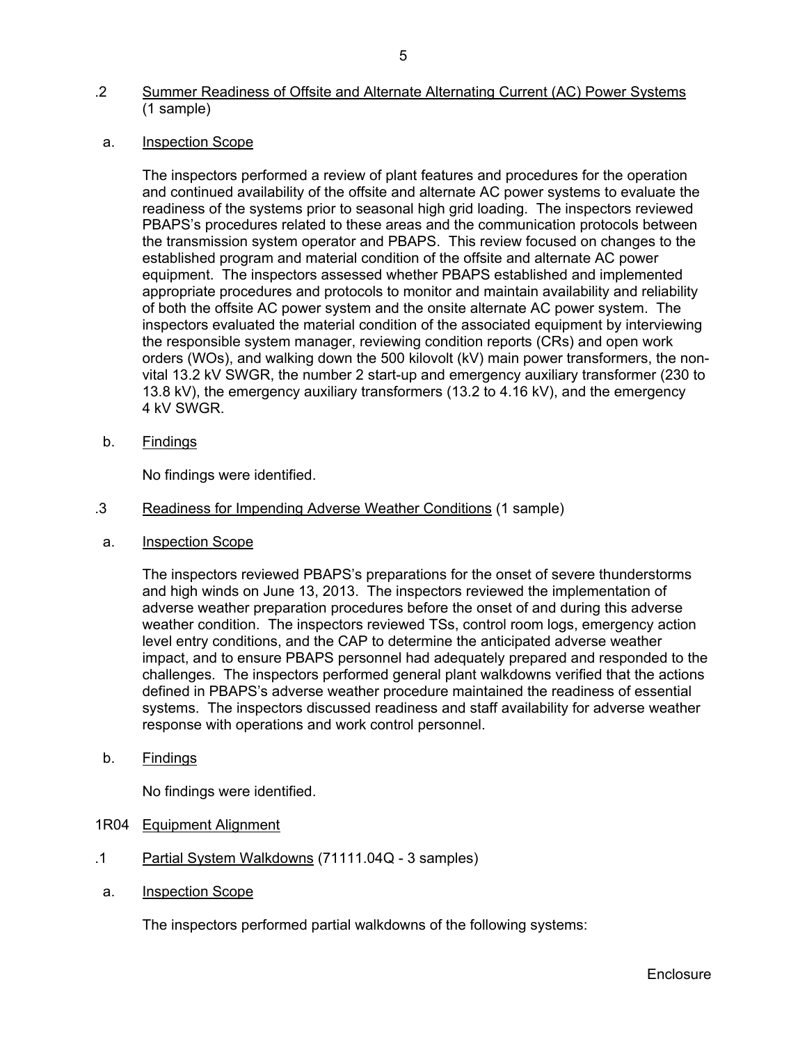.2 Summer Readiness of Offsite and Alternate Alternating Current (AC) Power Systems (1 sample)

a. Inspection Scope

The inspectors performed a review of plant features and procedures for the operation and continued availability of the offsite and alternate AC power systems to evaluate the readiness of the systems prior to seasonal high grid loading. The inspectors reviewed PBAPS's procedures related to these areas and the communication protocols between the transmission system operator and PBAPS. This review focused on changes to the established program and material condition of the offsite and alternate AC power equipment. The inspectors assessed whether PBAPS established and implemented appropriate procedures and protocols to monitor and maintain availability and reliability of both the offsite AC power system and the onsite alternate AC power system. The inspectors evaluated the material condition of the associated equipment by interviewing the responsible system manager, reviewing condition reports (CRs) and open work orders (WOs), and walking down the 500 kilovolt (kV) main power transformers, the non-vital 13.2 kV SWGR, the number 2 start-up and emergency auxiliary transformer (230 to 13.8 kV), the emergency auxiliary transformers (13.2 to 4.16 kV), and the emergency 4 kV SWGR.

b. Findings

No findings were identified.

.3 Readiness for Impending Adverse Weather Conditions (1 sample)

a. Inspection Scope

The inspectors reviewed PBAPS's preparations for the onset of severe thunderstorms and high winds on June 13, 2013. The inspectors reviewed the implementation of adverse weather preparation procedures before the onset of and during this adverse weather condition. The inspectors reviewed TSs, control room logs, emergency action level entry conditions, and the CAP to determine the anticipated adverse weather impact, and to ensure PBAPS personnel had adequately prepared and responded to the challenges. The inspectors performed general plant walkdowns verified that the actions defined in PBAPS's adverse weather procedure maintained the readiness of essential systems. The inspectors discussed readiness and staff availability for adverse weather response with operations and work control personnel.

b. Findings

No findings were identified.

1R04 Equipment Alignment

.1 Partial System Walkdowns (71111.04Q - 3 samples)

a. Inspection Scope

The inspectors performed partial walkdowns of the following systems: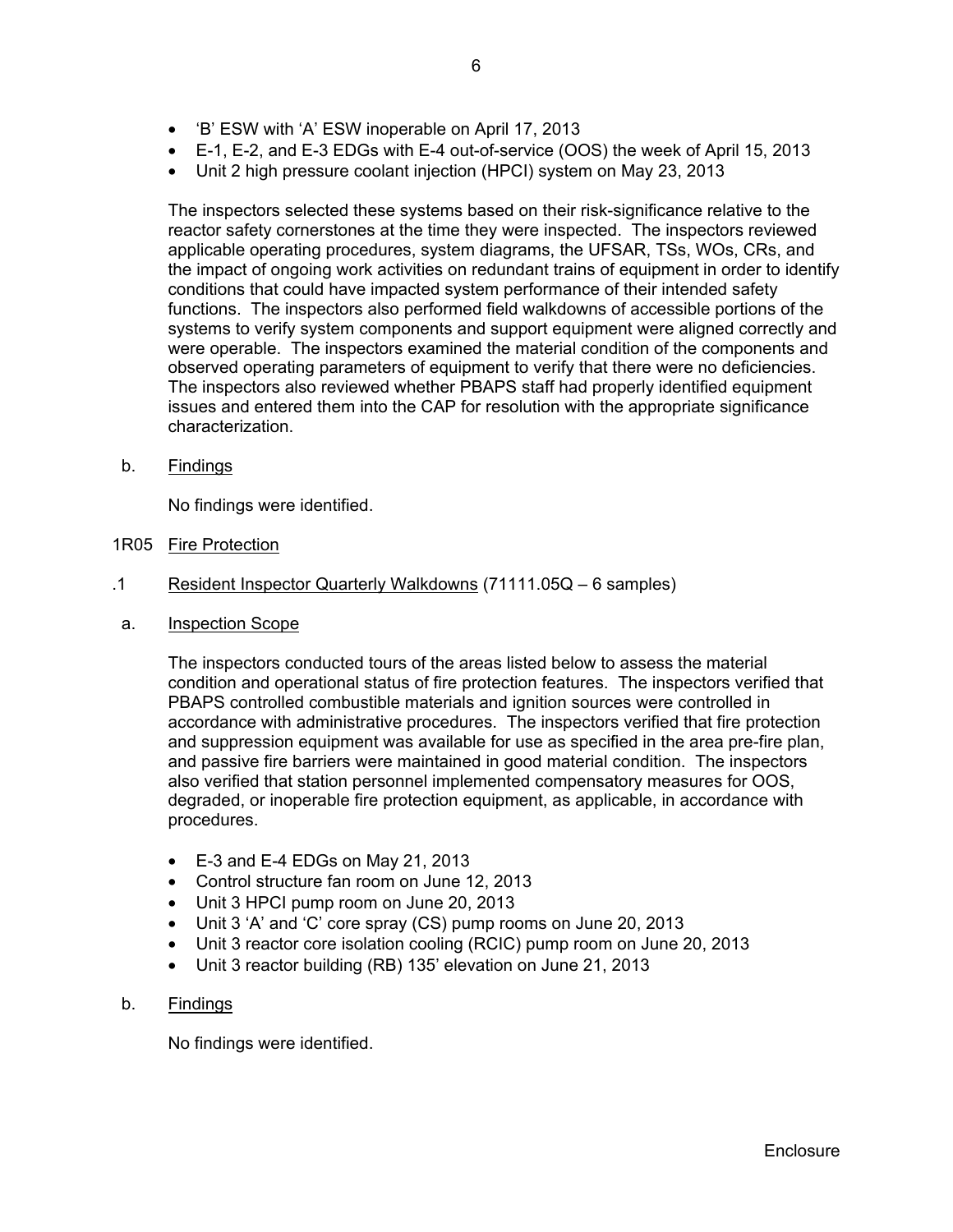- 'B' ESW with 'A' ESW inoperable on April 17, 2013
- E-1, E-2, and E-3 EDGs with E-4 out-of-service (OOS) the week of April 15, 2013
- Unit 2 high pressure coolant injection (HPCI) system on May 23, 2013

The inspectors selected these systems based on their risk-significance relative to the reactor safety cornerstones at the time they were inspected. The inspectors reviewed applicable operating procedures, system diagrams, the UFSAR, TSs, WOs, CRs, and the impact of ongoing work activities on redundant trains of equipment in order to identify conditions that could have impacted system performance of their intended safety functions. The inspectors also performed field walkdowns of accessible portions of the systems to verify system components and support equipment were aligned correctly and were operable. The inspectors examined the material condition of the components and observed operating parameters of equipment to verify that there were no deficiencies. The inspectors also reviewed whether PBAPS staff had properly identified equipment issues and entered them into the CAP for resolution with the appropriate significance characterization.

b. Findings

No findings were identified.

1R05 Fire Protection

.1 Resident Inspector Quarterly Walkdowns (71111.05Q – 6 samples)

a. Inspection Scope

The inspectors conducted tours of the areas listed below to assess the material condition and operational status of fire protection features. The inspectors verified that PBAPS controlled combustible materials and ignition sources were controlled in accordance with administrative procedures. The inspectors verified that fire protection and suppression equipment was available for use as specified in the area pre-fire plan, and passive fire barriers were maintained in good material condition. The inspectors also verified that station personnel implemented compensatory measures for OOS, degraded, or inoperable fire protection equipment, as applicable, in accordance with procedures.

- E-3 and E-4 EDGs on May 21, 2013
- Control structure fan room on June 12, 2013
- Unit 3 HPCI pump room on June 20, 2013
- Unit 3 'A' and 'C' core spray (CS) pump rooms on June 20, 2013
- Unit 3 reactor core isolation cooling (RCIC) pump room on June 20, 2013
- Unit 3 reactor building (RB) 135' elevation on June 21, 2013

b. Findings

No findings were identified.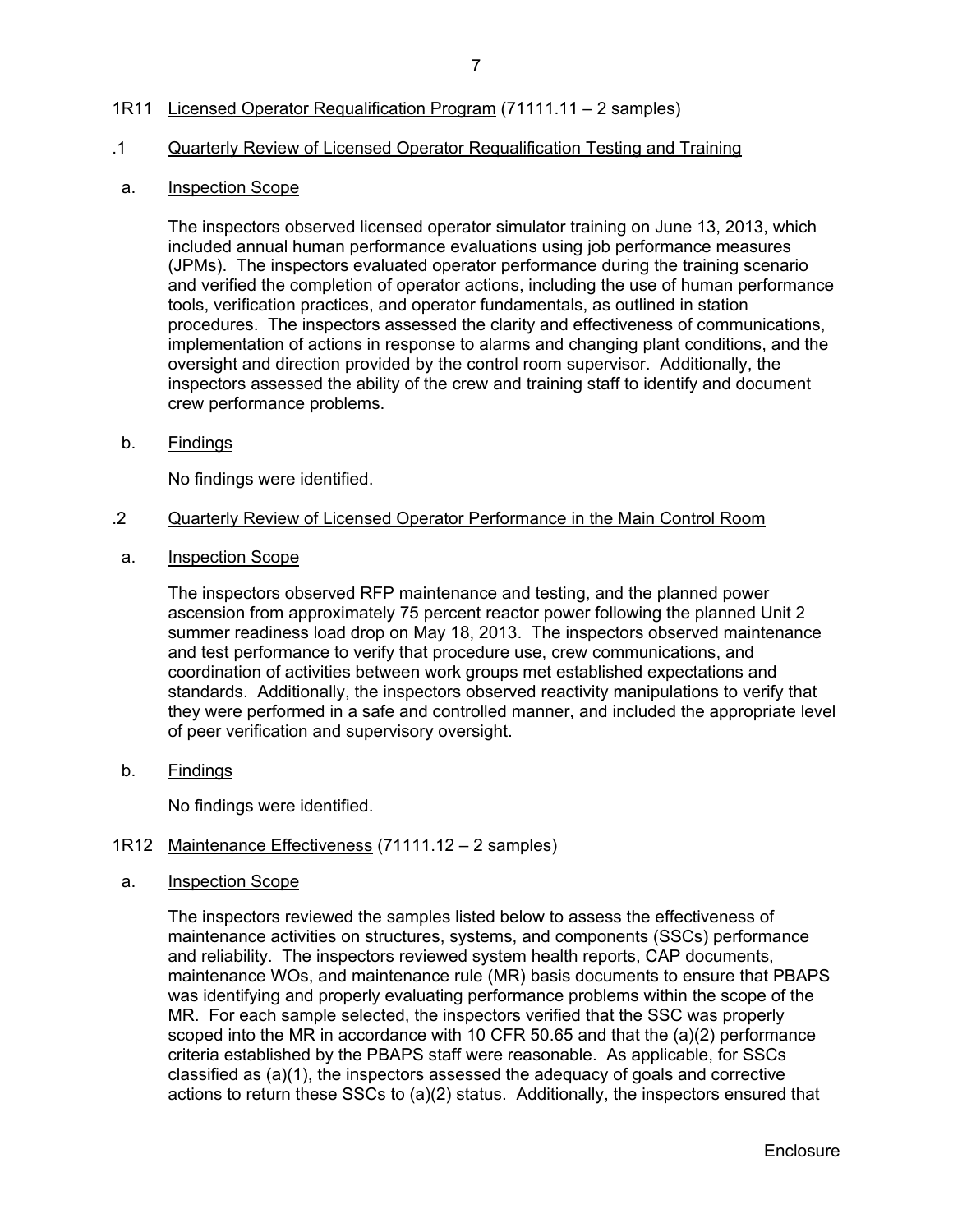## 1R11 Licensed Operator Requalification Program (71111.11 – 2 samples)

### .1 Quarterly Review of Licensed Operator Requalification Testing and Training

a. Inspection Scope

The inspectors observed licensed operator simulator training on June 13, 2013, which included annual human performance evaluations using job performance measures (JPMs). The inspectors evaluated operator performance during the training scenario and verified the completion of operator actions, including the use of human performance tools, verification practices, and operator fundamentals, as outlined in station procedures. The inspectors assessed the clarity and effectiveness of communications, implementation of actions in response to alarms and changing plant conditions, and the oversight and direction provided by the control room supervisor. Additionally, the inspectors assessed the ability of the crew and training staff to identify and document crew performance problems.

b. Findings

No findings were identified.

### .2 Quarterly Review of Licensed Operator Performance in the Main Control Room

a. Inspection Scope

The inspectors observed RFP maintenance and testing, and the planned power ascension from approximately 75 percent reactor power following the planned Unit 2 summer readiness load drop on May 18, 2013. The inspectors observed maintenance and test performance to verify that procedure use, crew communications, and coordination of activities between work groups met established expectations and standards. Additionally, the inspectors observed reactivity manipulations to verify that they were performed in a safe and controlled manner, and included the appropriate level of peer verification and supervisory oversight.

b. Findings

No findings were identified.

## 1R12 Maintenance Effectiveness (71111.12 – 2 samples)

a. Inspection Scope

The inspectors reviewed the samples listed below to assess the effectiveness of maintenance activities on structures, systems, and components (SSCs) performance and reliability. The inspectors reviewed system health reports, CAP documents, maintenance WOs, and maintenance rule (MR) basis documents to ensure that PBAPS was identifying and properly evaluating performance problems within the scope of the MR. For each sample selected, the inspectors verified that the SSC was properly scoped into the MR in accordance with 10 CFR 50.65 and that the (a)(2) performance criteria established by the PBAPS staff were reasonable. As applicable, for SSCs classified as (a)(1), the inspectors assessed the adequacy of goals and corrective actions to return these SSCs to (a)(2) status. Additionally, the inspectors ensured that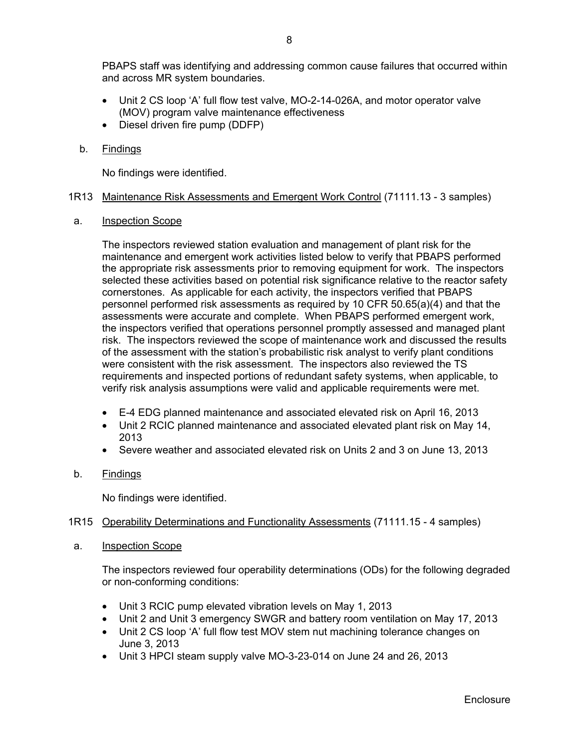PBAPS staff was identifying and addressing common cause failures that occurred within and across MR system boundaries.

- Unit 2 CS loop 'A' full flow test valve, MO-2-14-026A, and motor operator valve (MOV) program valve maintenance effectiveness
- Diesel driven fire pump (DDFP)

b. Findings

No findings were identified.

1R13 Maintenance Risk Assessments and Emergent Work Control (71111.13 - 3 samples)

a. Inspection Scope

The inspectors reviewed station evaluation and management of plant risk for the maintenance and emergent work activities listed below to verify that PBAPS performed the appropriate risk assessments prior to removing equipment for work. The inspectors selected these activities based on potential risk significance relative to the reactor safety cornerstones. As applicable for each activity, the inspectors verified that PBAPS personnel performed risk assessments as required by 10 CFR 50.65(a)(4) and that the assessments were accurate and complete. When PBAPS performed emergent work, the inspectors verified that operations personnel promptly assessed and managed plant risk. The inspectors reviewed the scope of maintenance work and discussed the results of the assessment with the station's probabilistic risk analyst to verify plant conditions were consistent with the risk assessment. The inspectors also reviewed the TS requirements and inspected portions of redundant safety systems, when applicable, to verify risk analysis assumptions were valid and applicable requirements were met.

- E-4 EDG planned maintenance and associated elevated risk on April 16, 2013
- Unit 2 RCIC planned maintenance and associated elevated plant risk on May 14, 2013
- Severe weather and associated elevated risk on Units 2 and 3 on June 13, 2013

b. Findings

No findings were identified.

1R15 Operability Determinations and Functionality Assessments (71111.15 - 4 samples)

a. Inspection Scope

The inspectors reviewed four operability determinations (ODs) for the following degraded or non-conforming conditions:

- Unit 3 RCIC pump elevated vibration levels on May 1, 2013
- Unit 2 and Unit 3 emergency SWGR and battery room ventilation on May 17, 2013
- Unit 2 CS loop 'A' full flow test MOV stem nut machining tolerance changes on June 3, 2013
- Unit 3 HPCI steam supply valve MO-3-23-014 on June 24 and 26, 2013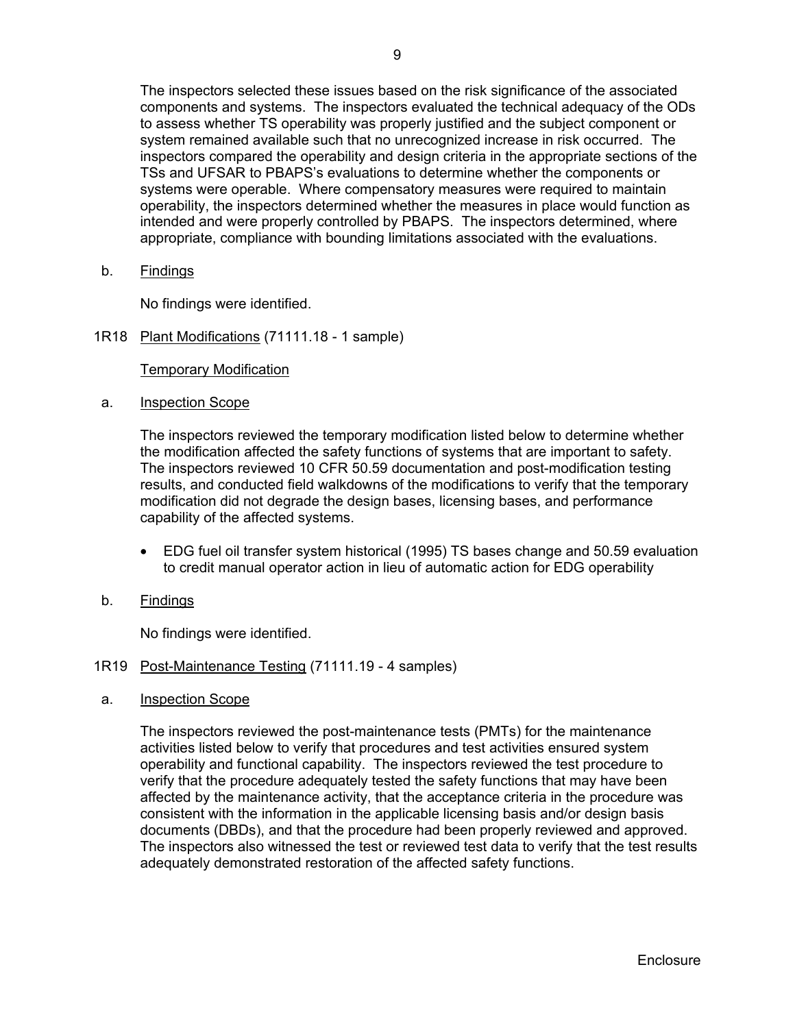The inspectors selected these issues based on the risk significance of the associated components and systems. The inspectors evaluated the technical adequacy of the ODs to assess whether TS operability was properly justified and the subject component or system remained available such that no unrecognized increase in risk occurred. The inspectors compared the operability and design criteria in the appropriate sections of the TSs and UFSAR to PBAPS's evaluations to determine whether the components or systems were operable. Where compensatory measures were required to maintain operability, the inspectors determined whether the measures in place would function as intended and were properly controlled by PBAPS. The inspectors determined, where appropriate, compliance with bounding limitations associated with the evaluations.

b. Findings

No findings were identified.

## 1R18 Plant Modifications (71111.18 - 1 sample)

Temporary Modification

a. Inspection Scope

The inspectors reviewed the temporary modification listed below to determine whether the modification affected the safety functions of systems that are important to safety. The inspectors reviewed 10 CFR 50.59 documentation and post-modification testing results, and conducted field walkdowns of the modifications to verify that the temporary modification did not degrade the design bases, licensing bases, and performance capability of the affected systems.

- EDG fuel oil transfer system historical (1995) TS bases change and 50.59 evaluation to credit manual operator action in lieu of automatic action for EDG operability

b. Findings

No findings were identified.

## 1R19 Post-Maintenance Testing (71111.19 - 4 samples)

a. Inspection Scope

The inspectors reviewed the post-maintenance tests (PMTs) for the maintenance activities listed below to verify that procedures and test activities ensured system operability and functional capability. The inspectors reviewed the test procedure to verify that the procedure adequately tested the safety functions that may have been affected by the maintenance activity, that the acceptance criteria in the procedure was consistent with the information in the applicable licensing basis and/or design basis documents (DBDs), and that the procedure had been properly reviewed and approved. The inspectors also witnessed the test or reviewed test data to verify that the test results adequately demonstrated restoration of the affected safety functions.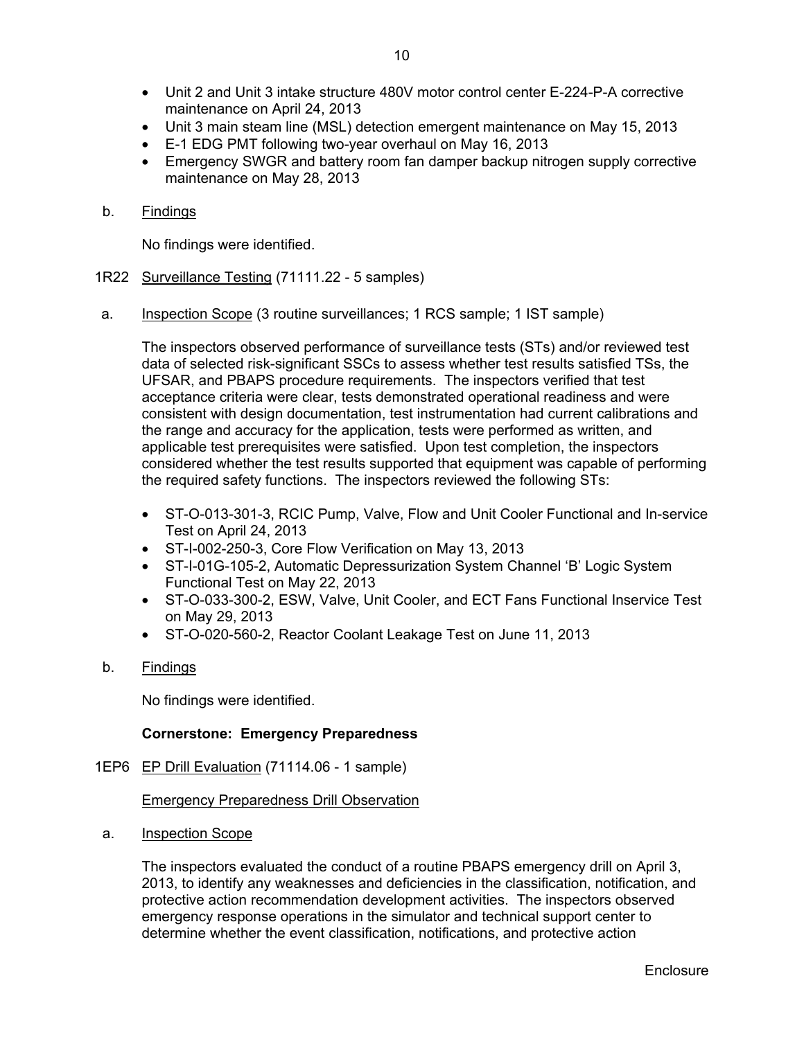- Unit 2 and Unit 3 intake structure 480V motor control center E-224-P-A corrective maintenance on April 24, 2013
- Unit 3 main steam line (MSL) detection emergent maintenance on May 15, 2013
- E-1 EDG PMT following two-year overhaul on May 16, 2013
- Emergency SWGR and battery room fan damper backup nitrogen supply corrective maintenance on May 28, 2013

b. Findings

No findings were identified.

1R22 Surveillance Testing (71111.22 - 5 samples)

a. Inspection Scope (3 routine surveillances; 1 RCS sample; 1 IST sample)

The inspectors observed performance of surveillance tests (STs) and/or reviewed test data of selected risk-significant SSCs to assess whether test results satisfied TSs, the UFSAR, and PBAPS procedure requirements. The inspectors verified that test acceptance criteria were clear, tests demonstrated operational readiness and were consistent with design documentation, test instrumentation had current calibrations and the range and accuracy for the application, tests were performed as written, and applicable test prerequisites were satisfied. Upon test completion, the inspectors considered whether the test results supported that equipment was capable of performing the required safety functions. The inspectors reviewed the following STs:

- ST-O-013-301-3, RCIC Pump, Valve, Flow and Unit Cooler Functional and In-service Test on April 24, 2013
- ST-I-002-250-3, Core Flow Verification on May 13, 2013
- ST-I-01G-105-2, Automatic Depressurization System Channel 'B' Logic System Functional Test on May 22, 2013
- ST-O-033-300-2, ESW, Valve, Unit Cooler, and ECT Fans Functional Inservice Test on May 29, 2013
- ST-O-020-560-2, Reactor Coolant Leakage Test on June 11, 2013

b. Findings

No findings were identified.

**Cornerstone: Emergency Preparedness**

1EP6 EP Drill Evaluation (71114.06 - 1 sample)

Emergency Preparedness Drill Observation

a. Inspection Scope

The inspectors evaluated the conduct of a routine PBAPS emergency drill on April 3, 2013, to identify any weaknesses and deficiencies in the classification, notification, and protective action recommendation development activities. The inspectors observed emergency response operations in the simulator and technical support center to determine whether the event classification, notifications, and protective action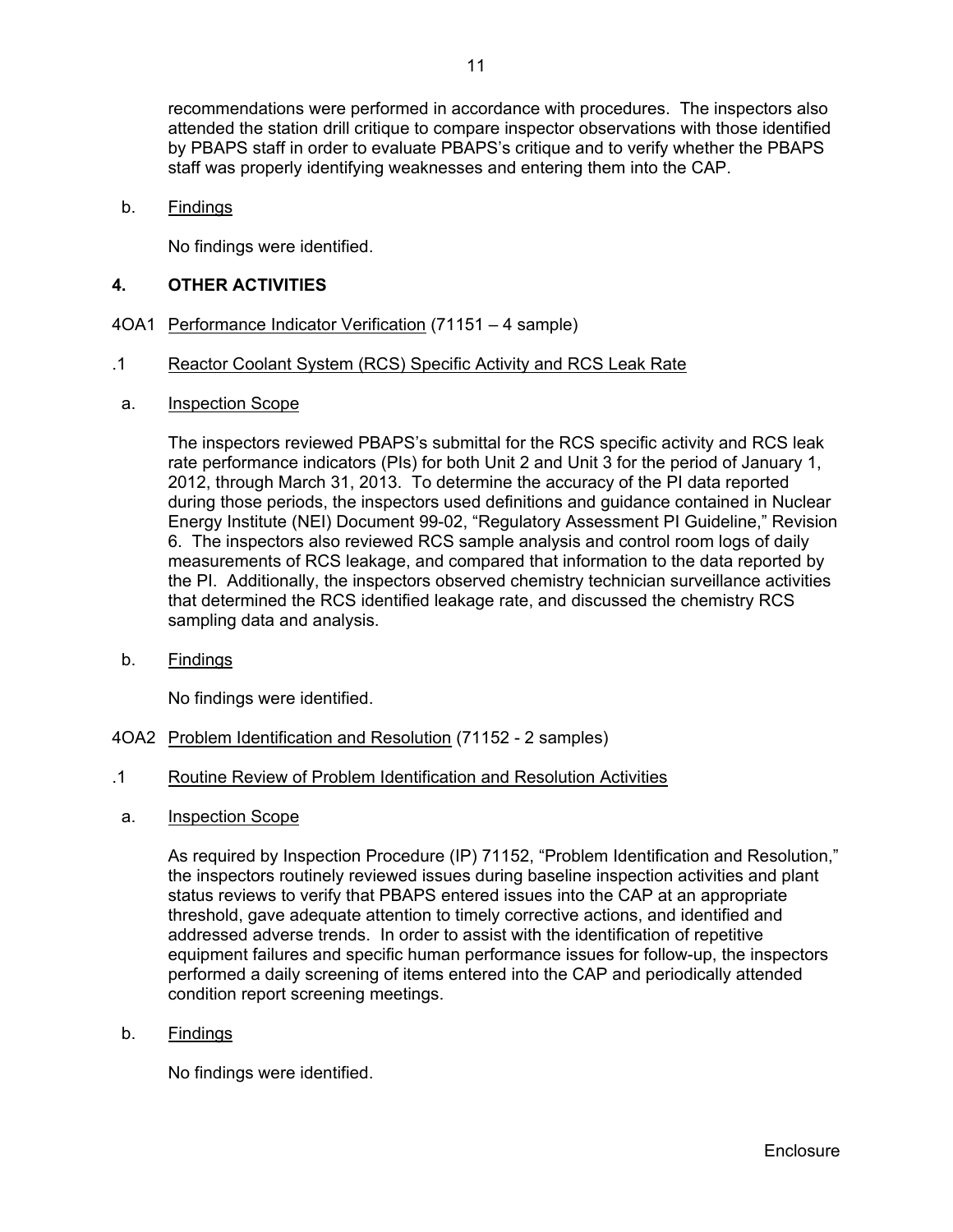recommendations were performed in accordance with procedures. The inspectors also attended the station drill critique to compare inspector observations with those identified by PBAPS staff in order to evaluate PBAPS's critique and to verify whether the PBAPS staff was properly identifying weaknesses and entering them into the CAP.

b. Findings

No findings were identified.

## 4. OTHER ACTIVITIES

4OA1 Performance Indicator Verification (71151 – 4 sample)

.1 Reactor Coolant System (RCS) Specific Activity and RCS Leak Rate

a. Inspection Scope

The inspectors reviewed PBAPS's submittal for the RCS specific activity and RCS leak rate performance indicators (PIs) for both Unit 2 and Unit 3 for the period of January 1, 2012, through March 31, 2013. To determine the accuracy of the PI data reported during those periods, the inspectors used definitions and guidance contained in Nuclear Energy Institute (NEI) Document 99-02, "Regulatory Assessment PI Guideline," Revision 6. The inspectors also reviewed RCS sample analysis and control room logs of daily measurements of RCS leakage, and compared that information to the data reported by the PI. Additionally, the inspectors observed chemistry technician surveillance activities that determined the RCS identified leakage rate, and discussed the chemistry RCS sampling data and analysis.

b. Findings

No findings were identified.

4OA2 Problem Identification and Resolution (71152 - 2 samples)

.1 Routine Review of Problem Identification and Resolution Activities

a. Inspection Scope

As required by Inspection Procedure (IP) 71152, "Problem Identification and Resolution," the inspectors routinely reviewed issues during baseline inspection activities and plant status reviews to verify that PBAPS entered issues into the CAP at an appropriate threshold, gave adequate attention to timely corrective actions, and identified and addressed adverse trends. In order to assist with the identification of repetitive equipment failures and specific human performance issues for follow-up, the inspectors performed a daily screening of items entered into the CAP and periodically attended condition report screening meetings.

b. Findings

No findings were identified.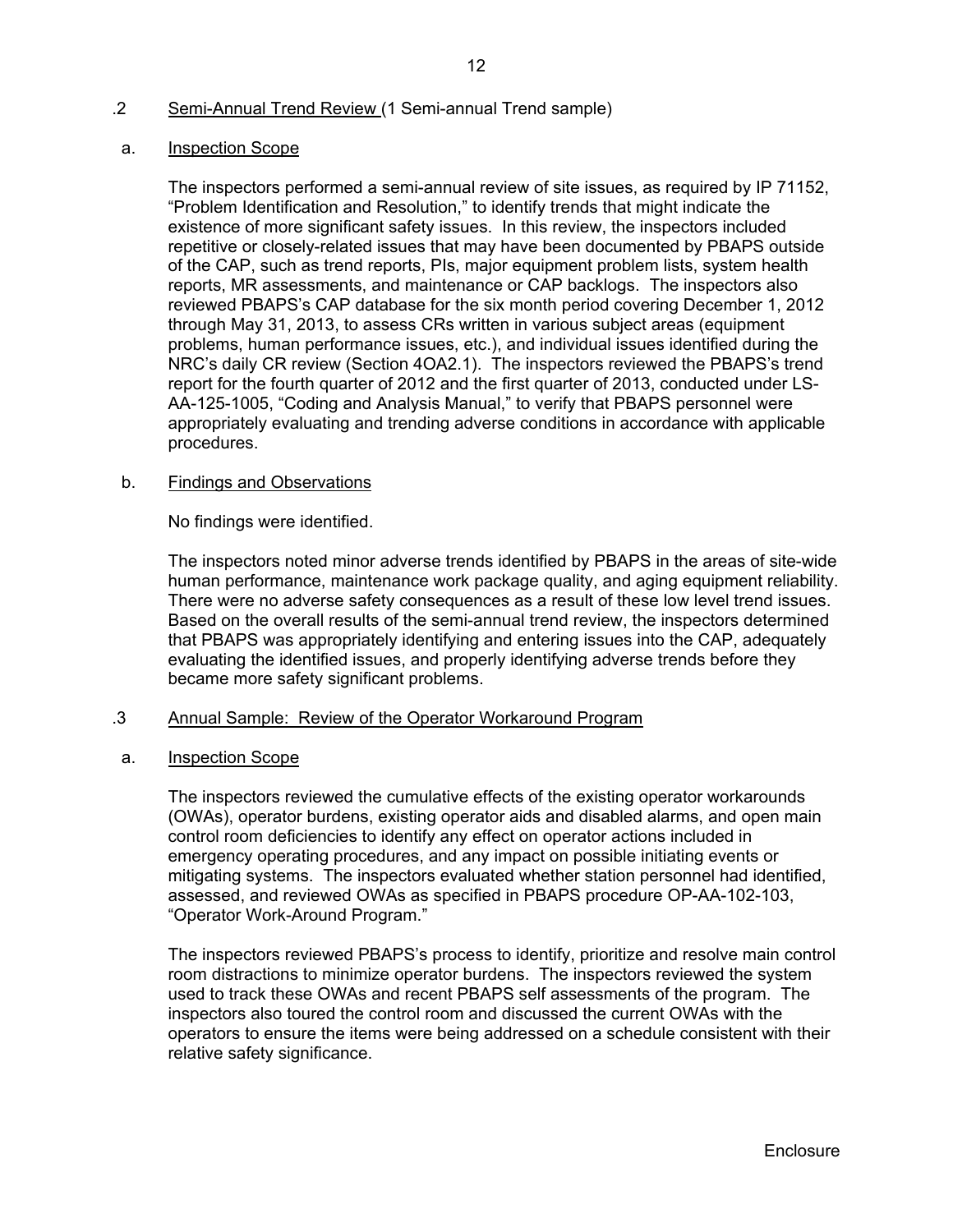## .2 Semi-Annual Trend Review (1 Semi-annual Trend sample)

### a. Inspection Scope

The inspectors performed a semi-annual review of site issues, as required by IP 71152, "Problem Identification and Resolution," to identify trends that might indicate the existence of more significant safety issues. In this review, the inspectors included repetitive or closely-related issues that may have been documented by PBAPS outside of the CAP, such as trend reports, PIs, major equipment problem lists, system health reports, MR assessments, and maintenance or CAP backlogs. The inspectors also reviewed PBAPS's CAP database for the six month period covering December 1, 2012 through May 31, 2013, to assess CRs written in various subject areas (equipment problems, human performance issues, etc.), and individual issues identified during the NRC's daily CR review (Section 4OA2.1). The inspectors reviewed the PBAPS's trend report for the fourth quarter of 2012 and the first quarter of 2013, conducted under LS-AA-125-1005, "Coding and Analysis Manual," to verify that PBAPS personnel were appropriately evaluating and trending adverse conditions in accordance with applicable procedures.

### b. Findings and Observations

No findings were identified.

The inspectors noted minor adverse trends identified by PBAPS in the areas of site-wide human performance, maintenance work package quality, and aging equipment reliability. There were no adverse safety consequences as a result of these low level trend issues. Based on the overall results of the semi-annual trend review, the inspectors determined that PBAPS was appropriately identifying and entering issues into the CAP, adequately evaluating the identified issues, and properly identifying adverse trends before they became more safety significant problems.

## .3 Annual Sample: Review of the Operator Workaround Program

### a. Inspection Scope

The inspectors reviewed the cumulative effects of the existing operator workarounds (OWAs), operator burdens, existing operator aids and disabled alarms, and open main control room deficiencies to identify any effect on operator actions included in emergency operating procedures, and any impact on possible initiating events or mitigating systems. The inspectors evaluated whether station personnel had identified, assessed, and reviewed OWAs as specified in PBAPS procedure OP-AA-102-103, "Operator Work-Around Program."

The inspectors reviewed PBAPS's process to identify, prioritize and resolve main control room distractions to minimize operator burdens. The inspectors reviewed the system used to track these OWAs and recent PBAPS self assessments of the program. The inspectors also toured the control room and discussed the current OWAs with the operators to ensure the items were being addressed on a schedule consistent with their relative safety significance.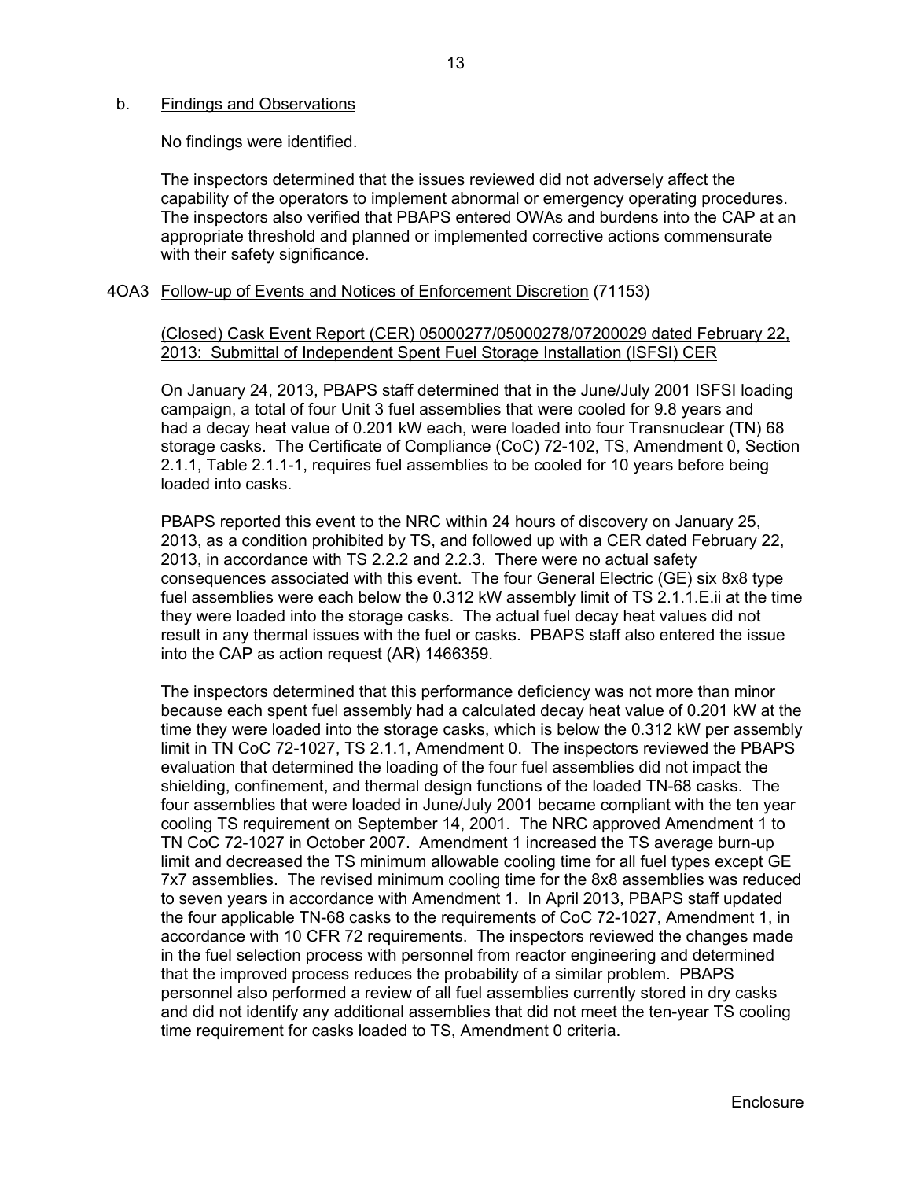b. Findings and Observations

No findings were identified.

The inspectors determined that the issues reviewed did not adversely affect the capability of the operators to implement abnormal or emergency operating procedures. The inspectors also verified that PBAPS entered OWAs and burdens into the CAP at an appropriate threshold and planned or implemented corrective actions commensurate with their safety significance.

4OA3 Follow-up of Events and Notices of Enforcement Discretion (71153)

(Closed) Cask Event Report (CER) 05000277/05000278/07200029 dated February 22, 2013: Submittal of Independent Spent Fuel Storage Installation (ISFSI) CER

On January 24, 2013, PBAPS staff determined that in the June/July 2001 ISFSI loading campaign, a total of four Unit 3 fuel assemblies that were cooled for 9.8 years and had a decay heat value of 0.201 kW each, were loaded into four Transnuclear (TN) 68 storage casks. The Certificate of Compliance (CoC) 72-102, TS, Amendment 0, Section 2.1.1, Table 2.1.1-1, requires fuel assemblies to be cooled for 10 years before being loaded into casks.

PBAPS reported this event to the NRC within 24 hours of discovery on January 25, 2013, as a condition prohibited by TS, and followed up with a CER dated February 22, 2013, in accordance with TS 2.2.2 and 2.2.3. There were no actual safety consequences associated with this event. The four General Electric (GE) six 8x8 type fuel assemblies were each below the 0.312 kW assembly limit of TS 2.1.1.E.ii at the time they were loaded into the storage casks. The actual fuel decay heat values did not result in any thermal issues with the fuel or casks. PBAPS staff also entered the issue into the CAP as action request (AR) 1466359.

The inspectors determined that this performance deficiency was not more than minor because each spent fuel assembly had a calculated decay heat value of 0.201 kW at the time they were loaded into the storage casks, which is below the 0.312 kW per assembly limit in TN CoC 72-1027, TS 2.1.1, Amendment 0. The inspectors reviewed the PBAPS evaluation that determined the loading of the four fuel assemblies did not impact the shielding, confinement, and thermal design functions of the loaded TN-68 casks. The four assemblies that were loaded in June/July 2001 became compliant with the ten year cooling TS requirement on September 14, 2001. The NRC approved Amendment 1 to TN CoC 72-1027 in October 2007. Amendment 1 increased the TS average burn-up limit and decreased the TS minimum allowable cooling time for all fuel types except GE 7x7 assemblies. The revised minimum cooling time for the 8x8 assemblies was reduced to seven years in accordance with Amendment 1. In April 2013, PBAPS staff updated the four applicable TN-68 casks to the requirements of CoC 72-1027, Amendment 1, in accordance with 10 CFR 72 requirements. The inspectors reviewed the changes made in the fuel selection process with personnel from reactor engineering and determined that the improved process reduces the probability of a similar problem. PBAPS personnel also performed a review of all fuel assemblies currently stored in dry casks and did not identify any additional assemblies that did not meet the ten-year TS cooling time requirement for casks loaded to TS, Amendment 0 criteria.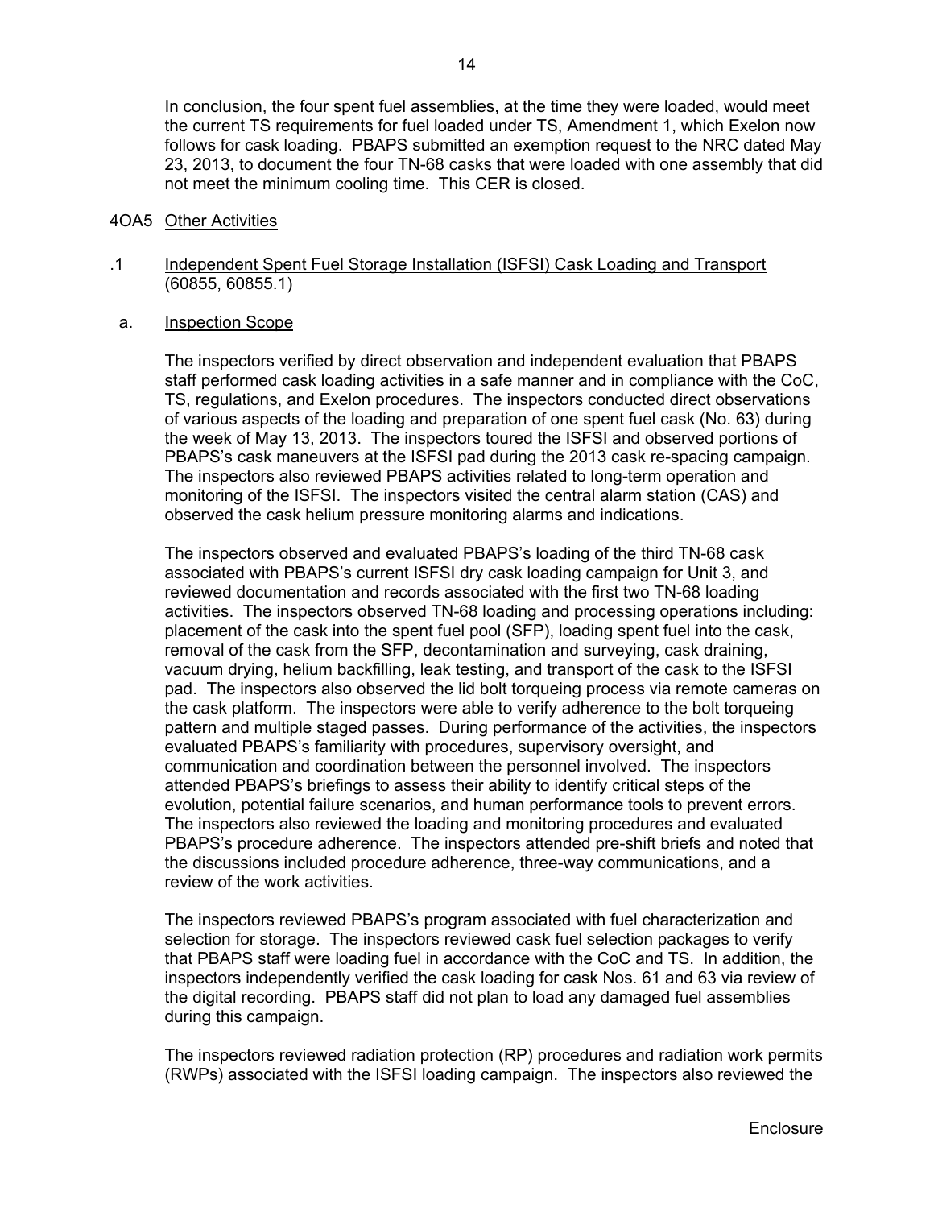In conclusion, the four spent fuel assemblies, at the time they were loaded, would meet the current TS requirements for fuel loaded under TS, Amendment 1, which Exelon now follows for cask loading. PBAPS submitted an exemption request to the NRC dated May 23, 2013, to document the four TN-68 casks that were loaded with one assembly that did not meet the minimum cooling time. This CER is closed.

4OA5 Other Activities

.1 Independent Spent Fuel Storage Installation (ISFSI) Cask Loading and Transport (60855, 60855.1)

a. Inspection Scope

The inspectors verified by direct observation and independent evaluation that PBAPS staff performed cask loading activities in a safe manner and in compliance with the CoC, TS, regulations, and Exelon procedures. The inspectors conducted direct observations of various aspects of the loading and preparation of one spent fuel cask (No. 63) during the week of May 13, 2013. The inspectors toured the ISFSI and observed portions of PBAPS's cask maneuvers at the ISFSI pad during the 2013 cask re-spacing campaign. The inspectors also reviewed PBAPS activities related to long-term operation and monitoring of the ISFSI. The inspectors visited the central alarm station (CAS) and observed the cask helium pressure monitoring alarms and indications.

The inspectors observed and evaluated PBAPS's loading of the third TN-68 cask associated with PBAPS's current ISFSI dry cask loading campaign for Unit 3, and reviewed documentation and records associated with the first two TN-68 loading activities. The inspectors observed TN-68 loading and processing operations including: placement of the cask into the spent fuel pool (SFP), loading spent fuel into the cask, removal of the cask from the SFP, decontamination and surveying, cask draining, vacuum drying, helium backfilling, leak testing, and transport of the cask to the ISFSI pad. The inspectors also observed the lid bolt torqueing process via remote cameras on the cask platform. The inspectors were able to verify adherence to the bolt torqueing pattern and multiple staged passes. During performance of the activities, the inspectors evaluated PBAPS's familiarity with procedures, supervisory oversight, and communication and coordination between the personnel involved. The inspectors attended PBAPS's briefings to assess their ability to identify critical steps of the evolution, potential failure scenarios, and human performance tools to prevent errors. The inspectors also reviewed the loading and monitoring procedures and evaluated PBAPS's procedure adherence. The inspectors attended pre-shift briefs and noted that the discussions included procedure adherence, three-way communications, and a review of the work activities.

The inspectors reviewed PBAPS's program associated with fuel characterization and selection for storage. The inspectors reviewed cask fuel selection packages to verify that PBAPS staff were loading fuel in accordance with the CoC and TS. In addition, the inspectors independently verified the cask loading for cask Nos. 61 and 63 via review of the digital recording. PBAPS staff did not plan to load any damaged fuel assemblies during this campaign.

The inspectors reviewed radiation protection (RP) procedures and radiation work permits (RWPs) associated with the ISFSI loading campaign. The inspectors also reviewed the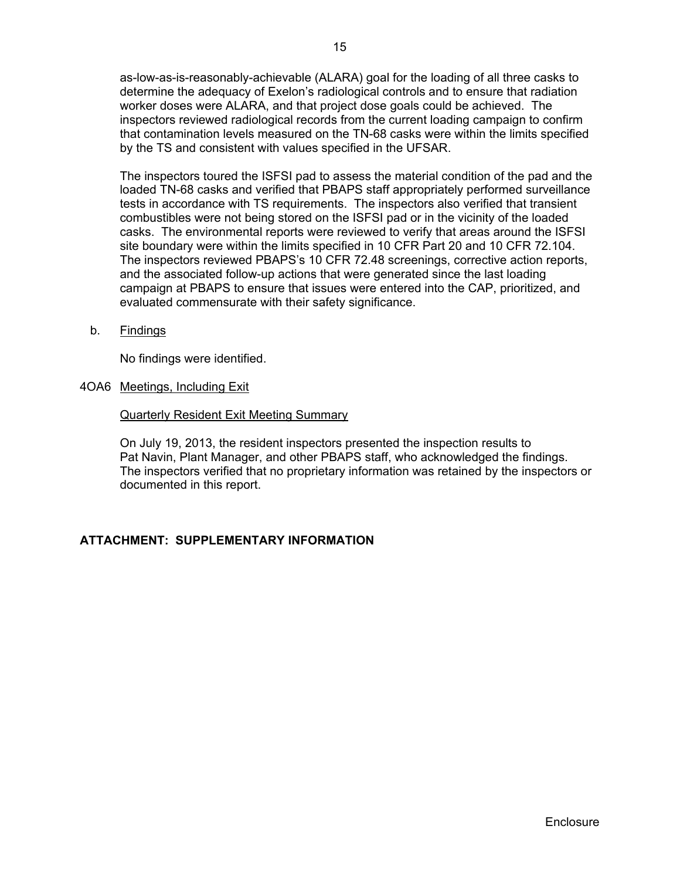as-low-as-is-reasonably-achievable (ALARA) goal for the loading of all three casks to determine the adequacy of Exelon's radiological controls and to ensure that radiation worker doses were ALARA, and that project dose goals could be achieved. The inspectors reviewed radiological records from the current loading campaign to confirm that contamination levels measured on the TN-68 casks were within the limits specified by the TS and consistent with values specified in the UFSAR.

The inspectors toured the ISFSI pad to assess the material condition of the pad and the loaded TN-68 casks and verified that PBAPS staff appropriately performed surveillance tests in accordance with TS requirements. The inspectors also verified that transient combustibles were not being stored on the ISFSI pad or in the vicinity of the loaded casks. The environmental reports were reviewed to verify that areas around the ISFSI site boundary were within the limits specified in 10 CFR Part 20 and 10 CFR 72.104. The inspectors reviewed PBAPS's 10 CFR 72.48 screenings, corrective action reports, and the associated follow-up actions that were generated since the last loading campaign at PBAPS to ensure that issues were entered into the CAP, prioritized, and evaluated commensurate with their safety significance.

b. Findings

No findings were identified.

4OA6 Meetings, Including Exit

Quarterly Resident Exit Meeting Summary

On July 19, 2013, the resident inspectors presented the inspection results to Pat Navin, Plant Manager, and other PBAPS staff, who acknowledged the findings. The inspectors verified that no proprietary information was retained by the inspectors or documented in this report.

**ATTACHMENT: SUPPLEMENTARY INFORMATION**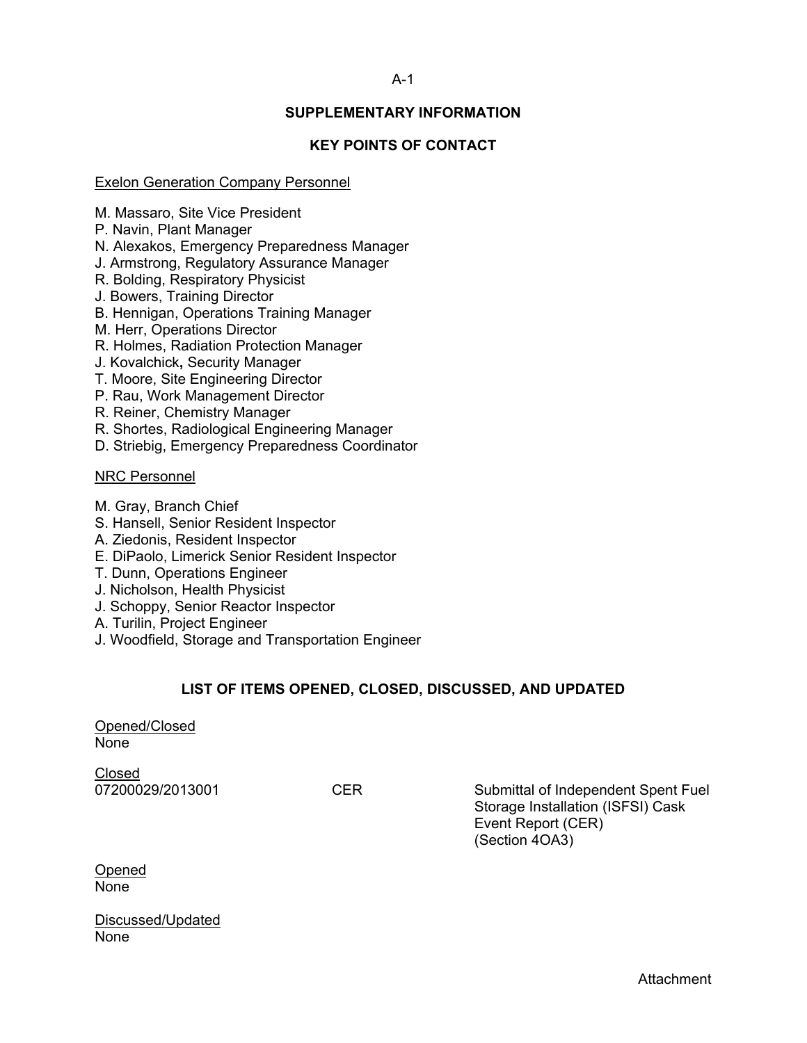## SUPPLEMENTARY INFORMATION

## KEY POINTS OF CONTACT

Exelon Generation Company Personnel

M. Massaro, Site Vice President
P. Navin, Plant Manager
N. Alexakos, Emergency Preparedness Manager
J. Armstrong, Regulatory Assurance Manager
R. Bolding, Respiratory Physicist
J. Bowers, Training Director
B. Hennigan, Operations Training Manager
M. Herr, Operations Director
R. Holmes, Radiation Protection Manager
J. Kovalchick**,** Security Manager
T. Moore, Site Engineering Director
P. Rau, Work Management Director
R. Reiner, Chemistry Manager
R. Shortes, Radiological Engineering Manager
D. Striebig, Emergency Preparedness Coordinator

NRC Personnel

M. Gray, Branch Chief
S. Hansell, Senior Resident Inspector
A. Ziedonis, Resident Inspector
E. DiPaolo, Limerick Senior Resident Inspector
T. Dunn, Operations Engineer
J. Nicholson, Health Physicist
J. Schoppy, Senior Reactor Inspector
A. Turilin, Project Engineer
J. Woodfield, Storage and Transportation Engineer

## LIST OF ITEMS OPENED, CLOSED, DISCUSSED, AND UPDATED

Opened/Closed
None

Closed

| | | |
|---|---|---|
| 07200029/2013001 | CER | Submittal of Independent Spent Fuel Storage Installation (ISFSI) Cask Event Report (CER) (Section 4OA3) |

Opened
None

Discussed/Updated
None

Attachment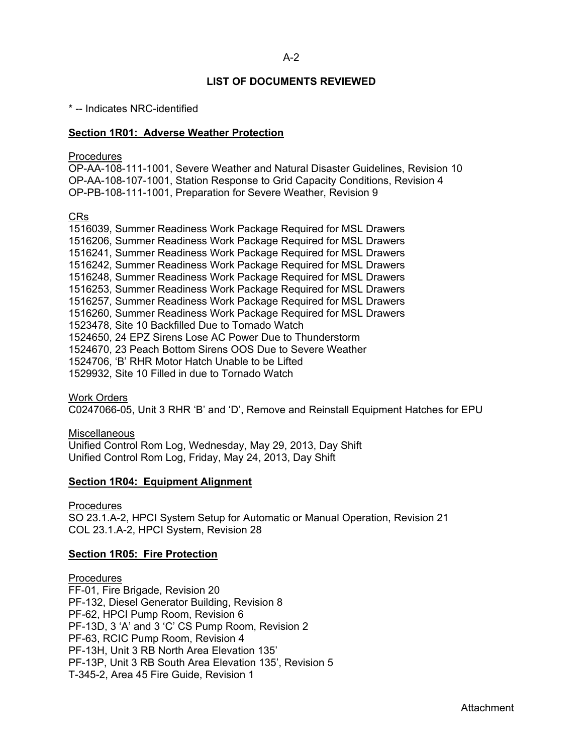## LIST OF DOCUMENTS REVIEWED

* -- Indicates NRC-identified

### Section 1R01: Adverse Weather Protection

Procedures
OP-AA-108-111-1001, Severe Weather and Natural Disaster Guidelines, Revision 10
OP-AA-108-107-1001, Station Response to Grid Capacity Conditions, Revision 4
OP-PB-108-111-1001, Preparation for Severe Weather, Revision 9

CRs
1516039, Summer Readiness Work Package Required for MSL Drawers
1516206, Summer Readiness Work Package Required for MSL Drawers
1516241, Summer Readiness Work Package Required for MSL Drawers
1516242, Summer Readiness Work Package Required for MSL Drawers
1516248, Summer Readiness Work Package Required for MSL Drawers
1516253, Summer Readiness Work Package Required for MSL Drawers
1516257, Summer Readiness Work Package Required for MSL Drawers
1516260, Summer Readiness Work Package Required for MSL Drawers
1523478, Site 10 Backfilled Due to Tornado Watch
1524650, 24 EPZ Sirens Lose AC Power Due to Thunderstorm
1524670, 23 Peach Bottom Sirens OOS Due to Severe Weather
1524706, 'B' RHR Motor Hatch Unable to be Lifted
1529932, Site 10 Filled in due to Tornado Watch

Work Orders
C0247066-05, Unit 3 RHR 'B' and 'D', Remove and Reinstall Equipment Hatches for EPU

Miscellaneous
Unified Control Rom Log, Wednesday, May 29, 2013, Day Shift
Unified Control Rom Log, Friday, May 24, 2013, Day Shift

### Section 1R04: Equipment Alignment

Procedures
SO 23.1.A-2, HPCI System Setup for Automatic or Manual Operation, Revision 21
COL 23.1.A-2, HPCI System, Revision 28

### Section 1R05: Fire Protection

Procedures
FF-01, Fire Brigade, Revision 20
PF-132, Diesel Generator Building, Revision 8
PF-62, HPCI Pump Room, Revision 6
PF-13D, 3 'A' and 3 'C' CS Pump Room, Revision 2
PF-63, RCIC Pump Room, Revision 4
PF-13H, Unit 3 RB North Area Elevation 135'
PF-13P, Unit 3 RB South Area Elevation 135', Revision 5
T-345-2, Area 45 Fire Guide, Revision 1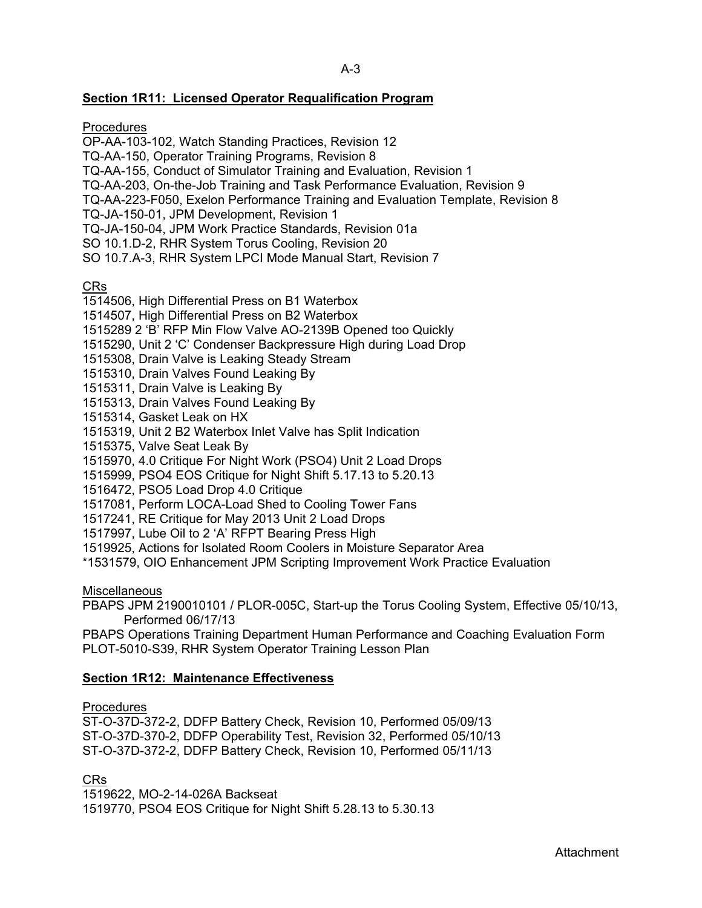## Section 1R11: Licensed Operator Requalification Program

Procedures

OP-AA-103-102, Watch Standing Practices, Revision 12
TQ-AA-150, Operator Training Programs, Revision 8
TQ-AA-155, Conduct of Simulator Training and Evaluation, Revision 1
TQ-AA-203, On-the-Job Training and Task Performance Evaluation, Revision 9
TQ-AA-223-F050, Exelon Performance Training and Evaluation Template, Revision 8
TQ-JA-150-01, JPM Development, Revision 1
TQ-JA-150-04, JPM Work Practice Standards, Revision 01a
SO 10.1.D-2, RHR System Torus Cooling, Revision 20
SO 10.7.A-3, RHR System LPCI Mode Manual Start, Revision 7

CRs

1514506, High Differential Press on B1 Waterbox
1514507, High Differential Press on B2 Waterbox
1515289 2 'B' RFP Min Flow Valve AO-2139B Opened too Quickly
1515290, Unit 2 'C' Condenser Backpressure High during Load Drop
1515308, Drain Valve is Leaking Steady Stream
1515310, Drain Valves Found Leaking By
1515311, Drain Valve is Leaking By
1515313, Drain Valves Found Leaking By
1515314, Gasket Leak on HX
1515319, Unit 2 B2 Waterbox Inlet Valve has Split Indication
1515375, Valve Seat Leak By
1515970, 4.0 Critique For Night Work (PSO4) Unit 2 Load Drops
1515999, PSO4 EOS Critique for Night Shift 5.17.13 to 5.20.13
1516472, PSO5 Load Drop 4.0 Critique
1517081, Perform LOCA-Load Shed to Cooling Tower Fans
1517241, RE Critique for May 2013 Unit 2 Load Drops
1517997, Lube Oil to 2 'A' RFPT Bearing Press High
1519925, Actions for Isolated Room Coolers in Moisture Separator Area
*1531579, OIO Enhancement JPM Scripting Improvement Work Practice Evaluation

Miscellaneous

PBAPS JPM 2190010101 / PLOR-005C, Start-up the Torus Cooling System, Effective 05/10/13, Performed 06/17/13
PBAPS Operations Training Department Human Performance and Coaching Evaluation Form
PLOT-5010-S39, RHR System Operator Training Lesson Plan

## Section 1R12: Maintenance Effectiveness

Procedures

ST-O-37D-372-2, DDFP Battery Check, Revision 10, Performed 05/09/13
ST-O-37D-370-2, DDFP Operability Test, Revision 32, Performed 05/10/13
ST-O-37D-372-2, DDFP Battery Check, Revision 10, Performed 05/11/13

CRs

1519622, MO-2-14-026A Backseat
1519770, PSO4 EOS Critique for Night Shift 5.28.13 to 5.30.13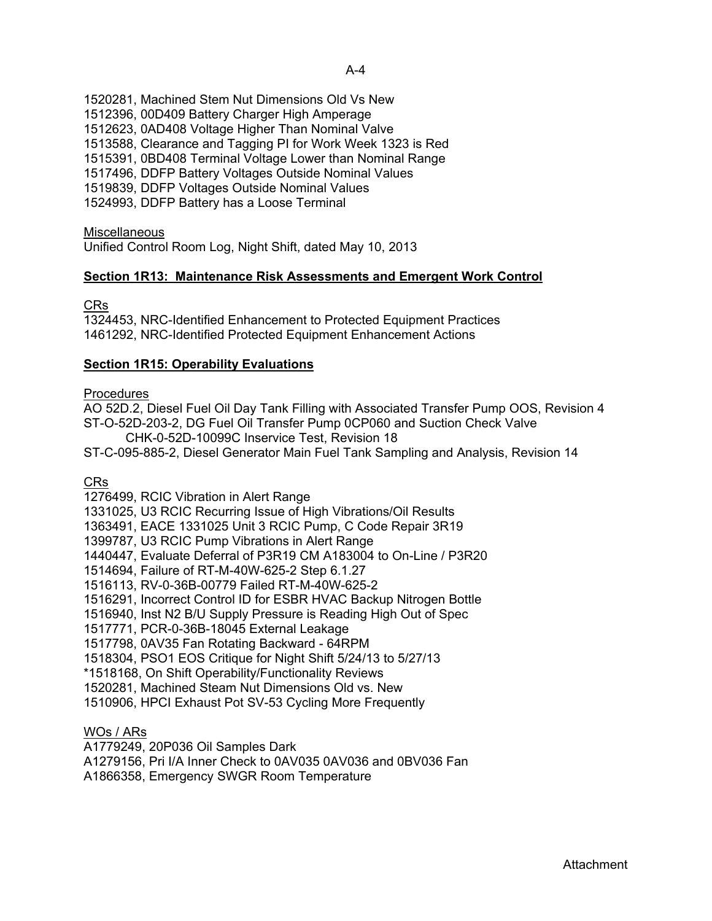1520281, Machined Stem Nut Dimensions Old Vs New
1512396, 00D409 Battery Charger High Amperage
1512623, 0AD408 Voltage Higher Than Nominal Valve
1513588, Clearance and Tagging PI for Work Week 1323 is Red
1515391, 0BD408 Terminal Voltage Lower than Nominal Range
1517496, DDFP Battery Voltages Outside Nominal Values
1519839, DDFP Voltages Outside Nominal Values
1524993, DDFP Battery has a Loose Terminal

Miscellaneous
Unified Control Room Log, Night Shift, dated May 10, 2013

**Section 1R13: Maintenance Risk Assessments and Emergent Work Control**

CRs
1324453, NRC-Identified Enhancement to Protected Equipment Practices
1461292, NRC-Identified Protected Equipment Enhancement Actions

**Section 1R15: Operability Evaluations**

Procedures
AO 52D.2, Diesel Fuel Oil Day Tank Filling with Associated Transfer Pump OOS, Revision 4
ST-O-52D-203-2, DG Fuel Oil Transfer Pump 0CP060 and Suction Check Valve
CHK-0-52D-10099C Inservice Test, Revision 18
ST-C-095-885-2, Diesel Generator Main Fuel Tank Sampling and Analysis, Revision 14

CRs
1276499, RCIC Vibration in Alert Range
1331025, U3 RCIC Recurring Issue of High Vibrations/Oil Results
1363491, EACE 1331025 Unit 3 RCIC Pump, C Code Repair 3R19
1399787, U3 RCIC Pump Vibrations in Alert Range
1440447, Evaluate Deferral of P3R19 CM A183004 to On-Line / P3R20
1514694, Failure of RT-M-40W-625-2 Step 6.1.27
1516113, RV-0-36B-00779 Failed RT-M-40W-625-2
1516291, Incorrect Control ID for ESBR HVAC Backup Nitrogen Bottle
1516940, Inst N2 B/U Supply Pressure is Reading High Out of Spec
1517771, PCR-0-36B-18045 External Leakage
1517798, 0AV35 Fan Rotating Backward - 64RPM
1518304, PSO1 EOS Critique for Night Shift 5/24/13 to 5/27/13
*1518168, On Shift Operability/Functionality Reviews
1520281, Machined Steam Nut Dimensions Old vs. New
1510906, HPCI Exhaust Pot SV-53 Cycling More Frequently

WOs / ARs
A1779249, 20P036 Oil Samples Dark
A1279156, Pri I/A Inner Check to 0AV035 0AV036 and 0BV036 Fan
A1866358, Emergency SWGR Room Temperature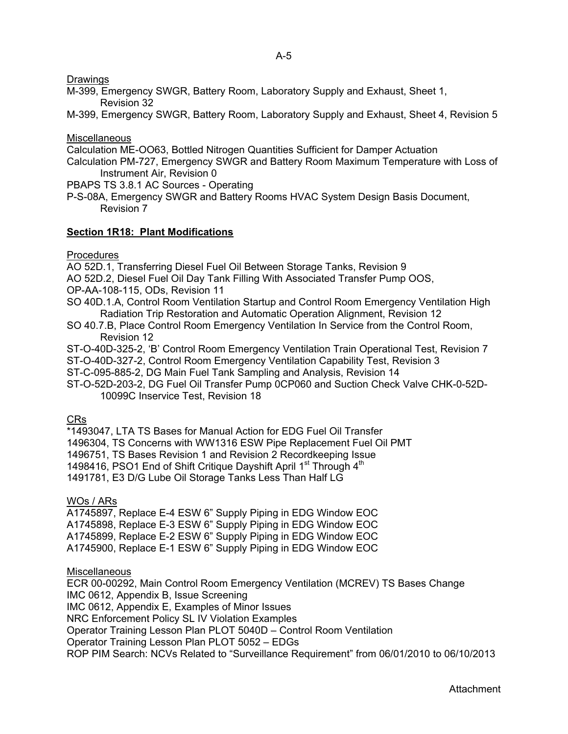Drawings

M-399, Emergency SWGR, Battery Room, Laboratory Supply and Exhaust, Sheet 1, Revision 32
M-399, Emergency SWGR, Battery Room, Laboratory Supply and Exhaust, Sheet 4, Revision 5

Miscellaneous

Calculation ME-OO63, Bottled Nitrogen Quantities Sufficient for Damper Actuation
Calculation PM-727, Emergency SWGR and Battery Room Maximum Temperature with Loss of Instrument Air, Revision 0
PBAPS TS 3.8.1 AC Sources - Operating
P-S-08A, Emergency SWGR and Battery Rooms HVAC System Design Basis Document, Revision 7

**Section 1R18: Plant Modifications**

Procedures

AO 52D.1, Transferring Diesel Fuel Oil Between Storage Tanks, Revision 9
AO 52D.2, Diesel Fuel Oil Day Tank Filling With Associated Transfer Pump OOS,
OP-AA-108-115, ODs, Revision 11
SO 40D.1.A, Control Room Ventilation Startup and Control Room Emergency Ventilation High Radiation Trip Restoration and Automatic Operation Alignment, Revision 12
SO 40.7.B, Place Control Room Emergency Ventilation In Service from the Control Room, Revision 12
ST-O-40D-325-2, 'B' Control Room Emergency Ventilation Train Operational Test, Revision 7
ST-O-40D-327-2, Control Room Emergency Ventilation Capability Test, Revision 3
ST-C-095-885-2, DG Main Fuel Tank Sampling and Analysis, Revision 14
ST-O-52D-203-2, DG Fuel Oil Transfer Pump 0CP060 and Suction Check Valve CHK-0-52D-10099C Inservice Test, Revision 18

CRs

*1493047, LTA TS Bases for Manual Action for EDG Fuel Oil Transfer
1496304, TS Concerns with WW1316 ESW Pipe Replacement Fuel Oil PMT
1496751, TS Bases Revision 1 and Revision 2 Recordkeeping Issue
1498416, PSO1 End of Shift Critique Dayshift April 1st Through 4th
1491781, E3 D/G Lube Oil Storage Tanks Less Than Half LG

WOs / ARs

A1745897, Replace E-4 ESW 6" Supply Piping in EDG Window EOC
A1745898, Replace E-3 ESW 6" Supply Piping in EDG Window EOC
A1745899, Replace E-2 ESW 6" Supply Piping in EDG Window EOC
A1745900, Replace E-1 ESW 6" Supply Piping in EDG Window EOC

Miscellaneous

ECR 00-00292, Main Control Room Emergency Ventilation (MCREV) TS Bases Change
IMC 0612, Appendix B, Issue Screening
IMC 0612, Appendix E, Examples of Minor Issues
NRC Enforcement Policy SL IV Violation Examples
Operator Training Lesson Plan PLOT 5040D – Control Room Ventilation
Operator Training Lesson Plan PLOT 5052 – EDGs
ROP PIM Search: NCVs Related to "Surveillance Requirement" from 06/01/2010 to 06/10/2013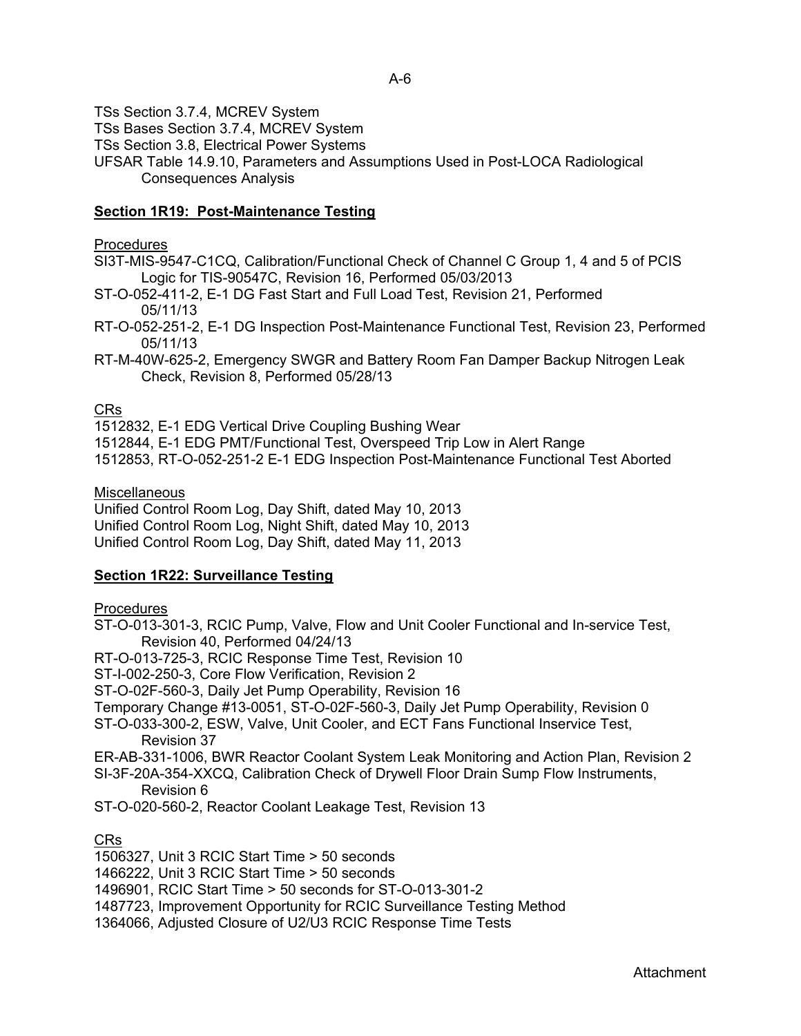TSs Section 3.7.4, MCREV System
TSs Bases Section 3.7.4, MCREV System
TSs Section 3.8, Electrical Power Systems
UFSAR Table 14.9.10, Parameters and Assumptions Used in Post-LOCA Radiological Consequences Analysis

**Section 1R19: Post-Maintenance Testing**

Procedures

SI3T-MIS-9547-C1CQ, Calibration/Functional Check of Channel C Group 1, 4 and 5 of PCIS Logic for TIS-90547C, Revision 16, Performed 05/03/2013
ST-O-052-411-2, E-1 DG Fast Start and Full Load Test, Revision 21, Performed 05/11/13
RT-O-052-251-2, E-1 DG Inspection Post-Maintenance Functional Test, Revision 23, Performed 05/11/13
RT-M-40W-625-2, Emergency SWGR and Battery Room Fan Damper Backup Nitrogen Leak Check, Revision 8, Performed 05/28/13

CRs

1512832, E-1 EDG Vertical Drive Coupling Bushing Wear
1512844, E-1 EDG PMT/Functional Test, Overspeed Trip Low in Alert Range
1512853, RT-O-052-251-2 E-1 EDG Inspection Post-Maintenance Functional Test Aborted

Miscellaneous

Unified Control Room Log, Day Shift, dated May 10, 2013
Unified Control Room Log, Night Shift, dated May 10, 2013
Unified Control Room Log, Day Shift, dated May 11, 2013

**Section 1R22: Surveillance Testing**

Procedures

ST-O-013-301-3, RCIC Pump, Valve, Flow and Unit Cooler Functional and In-service Test, Revision 40, Performed 04/24/13
RT-O-013-725-3, RCIC Response Time Test, Revision 10
ST-I-002-250-3, Core Flow Verification, Revision 2
ST-O-02F-560-3, Daily Jet Pump Operability, Revision 16
Temporary Change #13-0051, ST-O-02F-560-3, Daily Jet Pump Operability, Revision 0
ST-O-033-300-2, ESW, Valve, Unit Cooler, and ECT Fans Functional Inservice Test, Revision 37
ER-AB-331-1006, BWR Reactor Coolant System Leak Monitoring and Action Plan, Revision 2
SI-3F-20A-354-XXCQ, Calibration Check of Drywell Floor Drain Sump Flow Instruments, Revision 6
ST-O-020-560-2, Reactor Coolant Leakage Test, Revision 13

CRs

1506327, Unit 3 RCIC Start Time > 50 seconds
1466222, Unit 3 RCIC Start Time > 50 seconds
1496901, RCIC Start Time > 50 seconds for ST-O-013-301-2
1487723, Improvement Opportunity for RCIC Surveillance Testing Method
1364066, Adjusted Closure of U2/U3 RCIC Response Time Tests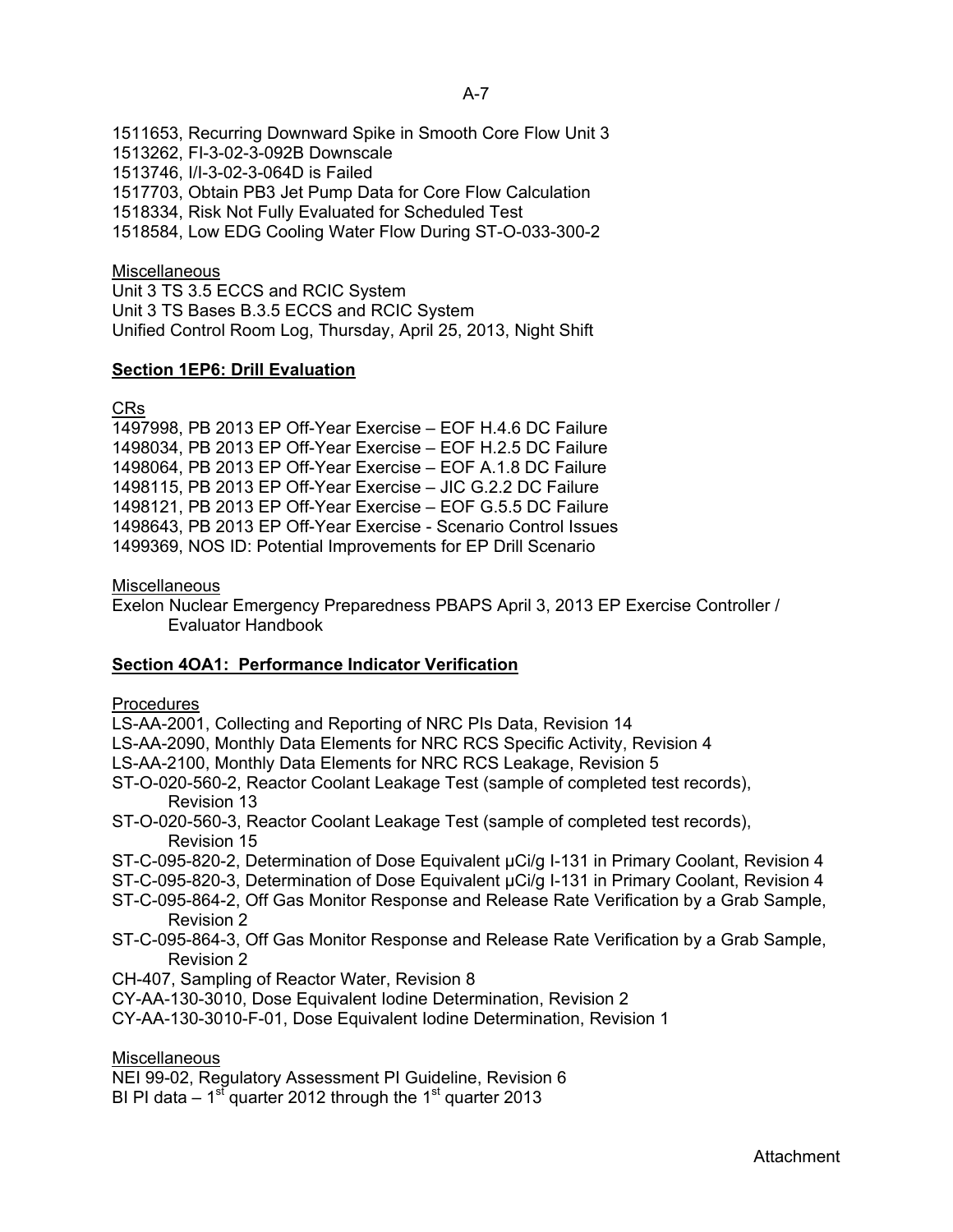1511653, Recurring Downward Spike in Smooth Core Flow Unit 3
1513262, FI-3-02-3-092B Downscale
1513746, I/I-3-02-3-064D is Failed
1517703, Obtain PB3 Jet Pump Data for Core Flow Calculation
1518334, Risk Not Fully Evaluated for Scheduled Test
1518584, Low EDG Cooling Water Flow During ST-O-033-300-2

Miscellaneous
Unit 3 TS 3.5 ECCS and RCIC System
Unit 3 TS Bases B.3.5 ECCS and RCIC System
Unified Control Room Log, Thursday, April 25, 2013, Night Shift

**Section 1EP6: Drill Evaluation**

CRs
1497998, PB 2013 EP Off-Year Exercise – EOF H.4.6 DC Failure
1498034, PB 2013 EP Off-Year Exercise – EOF H.2.5 DC Failure
1498064, PB 2013 EP Off-Year Exercise – EOF A.1.8 DC Failure
1498115, PB 2013 EP Off-Year Exercise – JIC G.2.2 DC Failure
1498121, PB 2013 EP Off-Year Exercise – EOF G.5.5 DC Failure
1498643, PB 2013 EP Off-Year Exercise - Scenario Control Issues
1499369, NOS ID: Potential Improvements for EP Drill Scenario

Miscellaneous
Exelon Nuclear Emergency Preparedness PBAPS April 3, 2013 EP Exercise Controller / Evaluator Handbook

**Section 4OA1: Performance Indicator Verification**

Procedures
LS-AA-2001, Collecting and Reporting of NRC PIs Data, Revision 14
LS-AA-2090, Monthly Data Elements for NRC RCS Specific Activity, Revision 4
LS-AA-2100, Monthly Data Elements for NRC RCS Leakage, Revision 5
ST-O-020-560-2, Reactor Coolant Leakage Test (sample of completed test records), Revision 13
ST-O-020-560-3, Reactor Coolant Leakage Test (sample of completed test records), Revision 15
ST-C-095-820-2, Determination of Dose Equivalent μCi/g I-131 in Primary Coolant, Revision 4
ST-C-095-820-3, Determination of Dose Equivalent μCi/g I-131 in Primary Coolant, Revision 4
ST-C-095-864-2, Off Gas Monitor Response and Release Rate Verification by a Grab Sample, Revision 2
ST-C-095-864-3, Off Gas Monitor Response and Release Rate Verification by a Grab Sample, Revision 2
CH-407, Sampling of Reactor Water, Revision 8
CY-AA-130-3010, Dose Equivalent Iodine Determination, Revision 2
CY-AA-130-3010-F-01, Dose Equivalent Iodine Determination, Revision 1

Miscellaneous
NEI 99-02, Regulatory Assessment PI Guideline, Revision 6
BI PI data – 1st quarter 2012 through the 1st quarter 2013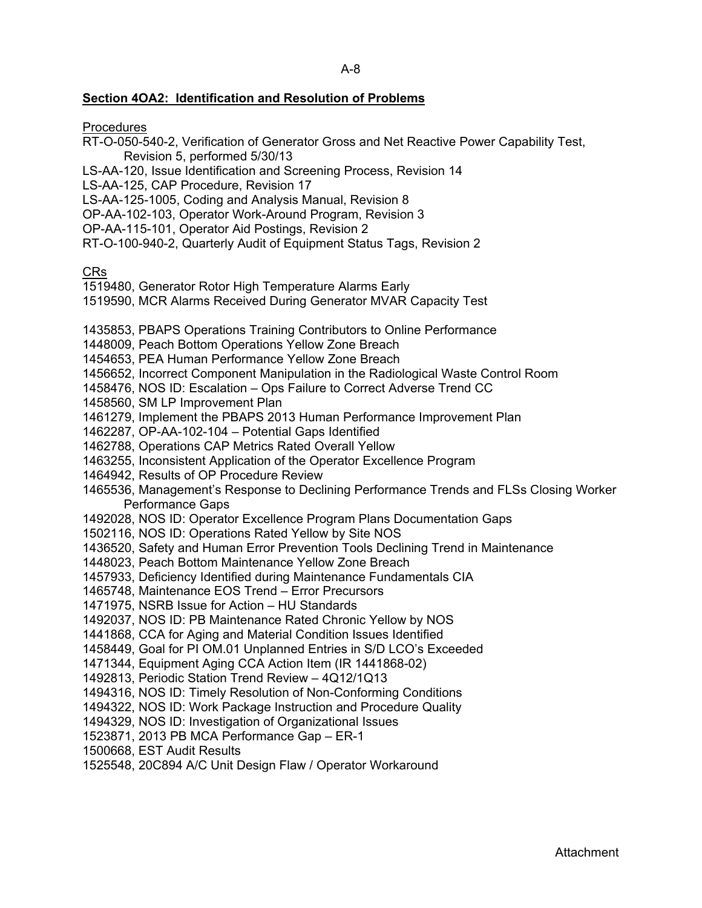## Section 4OA2: Identification and Resolution of Problems

Procedures

RT-O-050-540-2, Verification of Generator Gross and Net Reactive Power Capability Test, Revision 5, performed 5/30/13
LS-AA-120, Issue Identification and Screening Process, Revision 14
LS-AA-125, CAP Procedure, Revision 17
LS-AA-125-1005, Coding and Analysis Manual, Revision 8
OP-AA-102-103, Operator Work-Around Program, Revision 3
OP-AA-115-101, Operator Aid Postings, Revision 2
RT-O-100-940-2, Quarterly Audit of Equipment Status Tags, Revision 2

CRs

1519480, Generator Rotor High Temperature Alarms Early
1519590, MCR Alarms Received During Generator MVAR Capacity Test

1435853, PBAPS Operations Training Contributors to Online Performance
1448009, Peach Bottom Operations Yellow Zone Breach
1454653, PEA Human Performance Yellow Zone Breach
1456652, Incorrect Component Manipulation in the Radiological Waste Control Room
1458476, NOS ID: Escalation – Ops Failure to Correct Adverse Trend CC
1458560, SM LP Improvement Plan
1461279, Implement the PBAPS 2013 Human Performance Improvement Plan
1462287, OP-AA-102-104 – Potential Gaps Identified
1462788, Operations CAP Metrics Rated Overall Yellow
1463255, Inconsistent Application of the Operator Excellence Program
1464942, Results of OP Procedure Review
1465536, Management's Response to Declining Performance Trends and FLSs Closing Worker Performance Gaps
1492028, NOS ID: Operator Excellence Program Plans Documentation Gaps
1502116, NOS ID: Operations Rated Yellow by Site NOS
1436520, Safety and Human Error Prevention Tools Declining Trend in Maintenance
1448023, Peach Bottom Maintenance Yellow Zone Breach
1457933, Deficiency Identified during Maintenance Fundamentals CIA
1465748, Maintenance EOS Trend – Error Precursors
1471975, NSRB Issue for Action – HU Standards
1492037, NOS ID: PB Maintenance Rated Chronic Yellow by NOS
1441868, CCA for Aging and Material Condition Issues Identified
1458449, Goal for PI OM.01 Unplanned Entries in S/D LCO's Exceeded
1471344, Equipment Aging CCA Action Item (IR 1441868-02)
1492813, Periodic Station Trend Review – 4Q12/1Q13
1494316, NOS ID: Timely Resolution of Non-Conforming Conditions
1494322, NOS ID: Work Package Instruction and Procedure Quality
1494329, NOS ID: Investigation of Organizational Issues
1523871, 2013 PB MCA Performance Gap – ER-1
1500668, EST Audit Results
1525548, 20C894 A/C Unit Design Flaw / Operator Workaround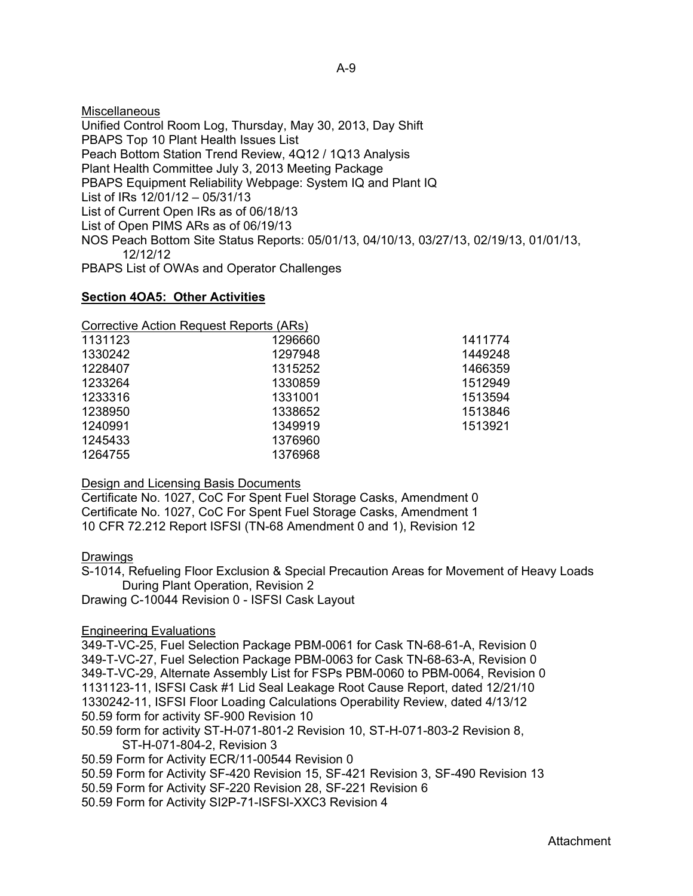Miscellaneous

Unified Control Room Log, Thursday, May 30, 2013, Day Shift
PBAPS Top 10 Plant Health Issues List
Peach Bottom Station Trend Review, 4Q12 / 1Q13 Analysis
Plant Health Committee July 3, 2013 Meeting Package
PBAPS Equipment Reliability Webpage: System IQ and Plant IQ
List of IRs 12/01/12 – 05/31/13
List of Current Open IRs as of 06/18/13
List of Open PIMS ARs as of 06/19/13
NOS Peach Bottom Site Status Reports: 05/01/13, 04/10/13, 03/27/13, 02/19/13, 01/01/13, 12/12/12
PBAPS List of OWAs and Operator Challenges

## Section 4OA5: Other Activities

Corrective Action Request Reports (ARs)

| | | |
|---|---|---|
| 1131123 | 1296660 | 1411774 |
| 1330242 | 1297948 | 1449248 |
| 1228407 | 1315252 | 1466359 |
| 1233264 | 1330859 | 1512949 |
| 1233316 | 1331001 | 1513594 |
| 1238950 | 1338652 | 1513846 |
| 1240991 | 1349919 | 1513921 |
| 1245433 | 1376960 | |
| 1264755 | 1376968 | |

Design and Licensing Basis Documents

Certificate No. 1027, CoC For Spent Fuel Storage Casks, Amendment 0
Certificate No. 1027, CoC For Spent Fuel Storage Casks, Amendment 1
10 CFR 72.212 Report ISFSI (TN-68 Amendment 0 and 1), Revision 12

Drawings

S-1014, Refueling Floor Exclusion & Special Precaution Areas for Movement of Heavy Loads During Plant Operation, Revision 2
Drawing C-10044 Revision 0 - ISFSI Cask Layout

Engineering Evaluations

349-T-VC-25, Fuel Selection Package PBM-0061 for Cask TN-68-61-A, Revision 0
349-T-VC-27, Fuel Selection Package PBM-0063 for Cask TN-68-63-A, Revision 0
349-T-VC-29, Alternate Assembly List for FSPs PBM-0060 to PBM-0064, Revision 0
1131123-11, ISFSI Cask #1 Lid Seal Leakage Root Cause Report, dated 12/21/10
1330242-11, ISFSI Floor Loading Calculations Operability Review, dated 4/13/12
50.59 form for activity SF-900 Revision 10
50.59 form for activity ST-H-071-801-2 Revision 10, ST-H-071-803-2 Revision 8, ST-H-071-804-2, Revision 3
50.59 Form for Activity ECR/11-00544 Revision 0
50.59 Form for Activity SF-420 Revision 15, SF-421 Revision 3, SF-490 Revision 13
50.59 Form for Activity SF-220 Revision 28, SF-221 Revision 6
50.59 Form for Activity SI2P-71-ISFSI-XXC3 Revision 4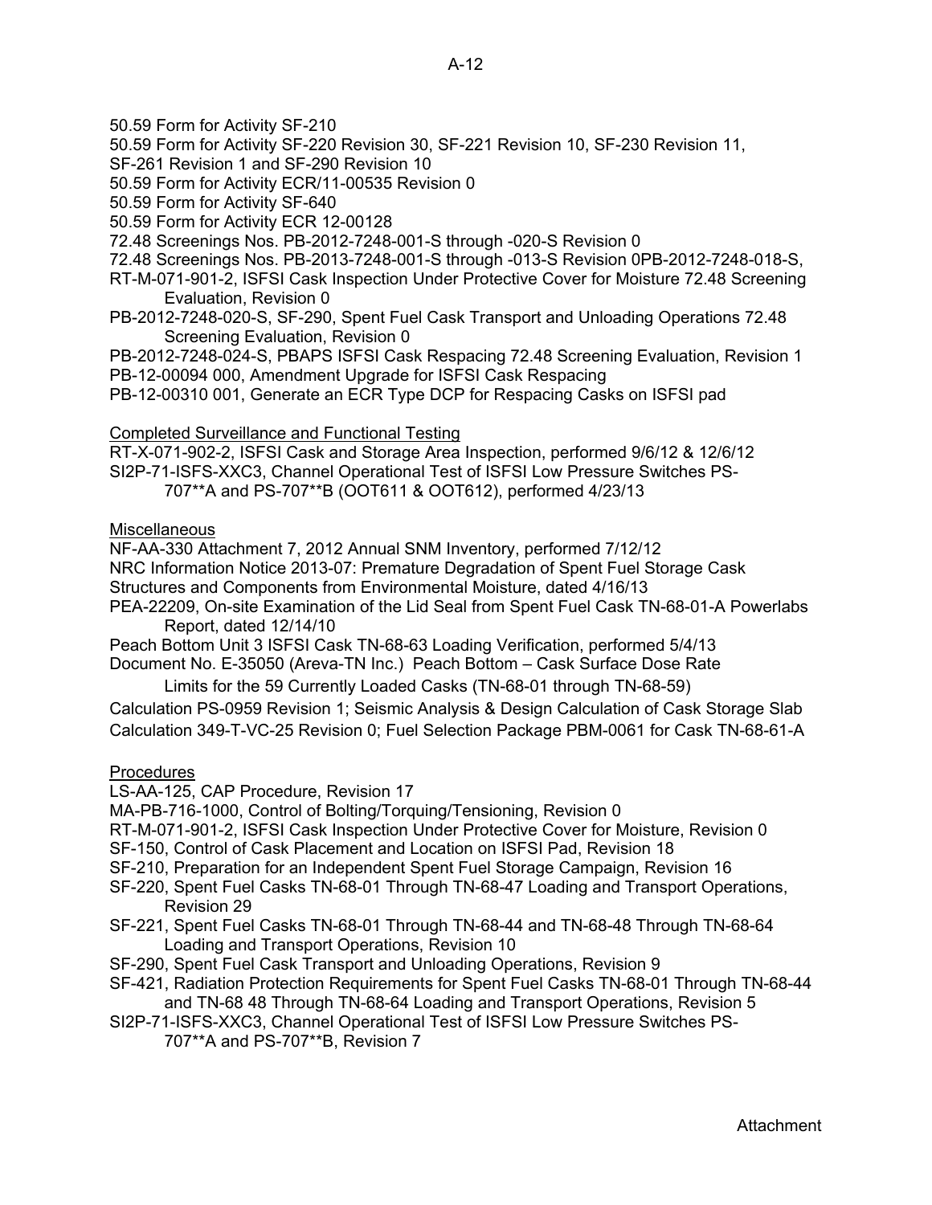50.59 Form for Activity SF-210

50.59 Form for Activity SF-220 Revision 30, SF-221 Revision 10, SF-230 Revision 11, SF-261 Revision 1 and SF-290 Revision 10

50.59 Form for Activity ECR/11-00535 Revision 0

50.59 Form for Activity SF-640

50.59 Form for Activity ECR 12-00128

72.48 Screenings Nos. PB-2012-7248-001-S through -020-S Revision 0

72.48 Screenings Nos. PB-2013-7248-001-S through -013-S Revision 0PB-2012-7248-018-S, RT-M-071-901-2, ISFSI Cask Inspection Under Protective Cover for Moisture 72.48 Screening Evaluation, Revision 0

PB-2012-7248-020-S, SF-290, Spent Fuel Cask Transport and Unloading Operations 72.48 Screening Evaluation, Revision 0

PB-2012-7248-024-S, PBAPS ISFSI Cask Respacing 72.48 Screening Evaluation, Revision 1

PB-12-00094 000, Amendment Upgrade for ISFSI Cask Respacing

PB-12-00310 001, Generate an ECR Type DCP for Respacing Casks on ISFSI pad

Completed Surveillance and Functional Testing

RT-X-071-902-2, ISFSI Cask and Storage Area Inspection, performed 9/6/12 & 12/6/12

SI2P-71-ISFS-XXC3, Channel Operational Test of ISFSI Low Pressure Switches PS-707**A and PS-707**B (OOT611 & OOT612), performed 4/23/13

Miscellaneous

NF-AA-330 Attachment 7, 2012 Annual SNM Inventory, performed 7/12/12

NRC Information Notice 2013-07: Premature Degradation of Spent Fuel Storage Cask Structures and Components from Environmental Moisture, dated 4/16/13

PEA-22209, On-site Examination of the Lid Seal from Spent Fuel Cask TN-68-01-A Powerlabs Report, dated 12/14/10

Peach Bottom Unit 3 ISFSI Cask TN-68-63 Loading Verification, performed 5/4/13

Document No. E-35050 (Areva-TN Inc.) Peach Bottom – Cask Surface Dose Rate Limits for the 59 Currently Loaded Casks (TN-68-01 through TN-68-59)

Calculation PS-0959 Revision 1; Seismic Analysis & Design Calculation of Cask Storage Slab

Calculation 349-T-VC-25 Revision 0; Fuel Selection Package PBM-0061 for Cask TN-68-61-A

Procedures

LS-AA-125, CAP Procedure, Revision 17

MA-PB-716-1000, Control of Bolting/Torquing/Tensioning, Revision 0

RT-M-071-901-2, ISFSI Cask Inspection Under Protective Cover for Moisture, Revision 0

SF-150, Control of Cask Placement and Location on ISFSI Pad, Revision 18

SF-210, Preparation for an Independent Spent Fuel Storage Campaign, Revision 16

SF-220, Spent Fuel Casks TN-68-01 Through TN-68-47 Loading and Transport Operations, Revision 29

SF-221, Spent Fuel Casks TN-68-01 Through TN-68-44 and TN-68-48 Through TN-68-64 Loading and Transport Operations, Revision 10

SF-290, Spent Fuel Cask Transport and Unloading Operations, Revision 9

SF-421, Radiation Protection Requirements for Spent Fuel Casks TN-68-01 Through TN-68-44 and TN-68 48 Through TN-68-64 Loading and Transport Operations, Revision 5

SI2P-71-ISFS-XXC3, Channel Operational Test of ISFSI Low Pressure Switches PS-707**A and PS-707**B, Revision 7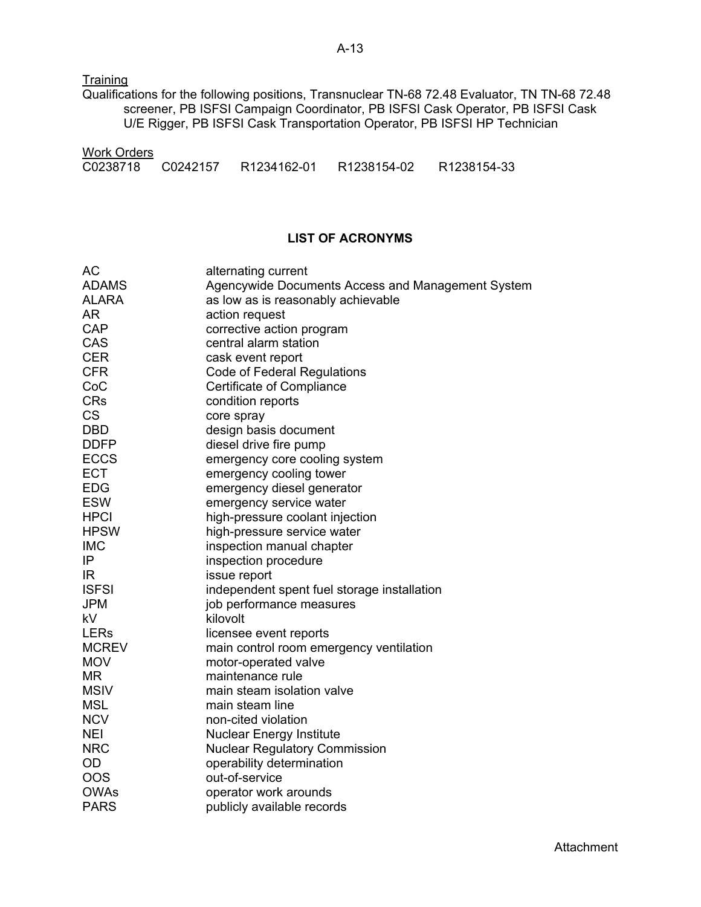Training

Qualifications for the following positions, Transnuclear TN-68 72.48 Evaluator, TN TN-68 72.48 screener, PB ISFSI Campaign Coordinator, PB ISFSI Cask Operator, PB ISFSI Cask U/E Rigger, PB ISFSI Cask Transportation Operator, PB ISFSI HP Technician

Work Orders

C0238718 C0242157 R1234162-01 R1238154-02 R1238154-33

## LIST OF ACRONYMS

| | |
|---|---|
| AC | alternating current |
| ADAMS | Agencywide Documents Access and Management System |
| ALARA | as low as is reasonably achievable |
| AR | action request |
| CAP | corrective action program |
| CAS | central alarm station |
| CER | cask event report |
| CFR | Code of Federal Regulations |
| CoC | Certificate of Compliance |
| CRs | condition reports |
| CS | core spray |
| DBD | design basis document |
| DDFP | diesel drive fire pump |
| ECCS | emergency core cooling system |
| ECT | emergency cooling tower |
| EDG | emergency diesel generator |
| ESW | emergency service water |
| HPCI | high-pressure coolant injection |
| HPSW | high-pressure service water |
| IMC | inspection manual chapter |
| IP | inspection procedure |
| IR | issue report |
| ISFSI | independent spent fuel storage installation |
| JPM | job performance measures |
| kV | kilovolt |
| LERs | licensee event reports |
| MCREV | main control room emergency ventilation |
| MOV | motor-operated valve |
| MR | maintenance rule |
| MSIV | main steam isolation valve |
| MSL | main steam line |
| NCV | non-cited violation |
| NEI | Nuclear Energy Institute |
| NRC | Nuclear Regulatory Commission |
| OD | operability determination |
| OOS | out-of-service |
| OWAs | operator work arounds |
| PARS | publicly available records |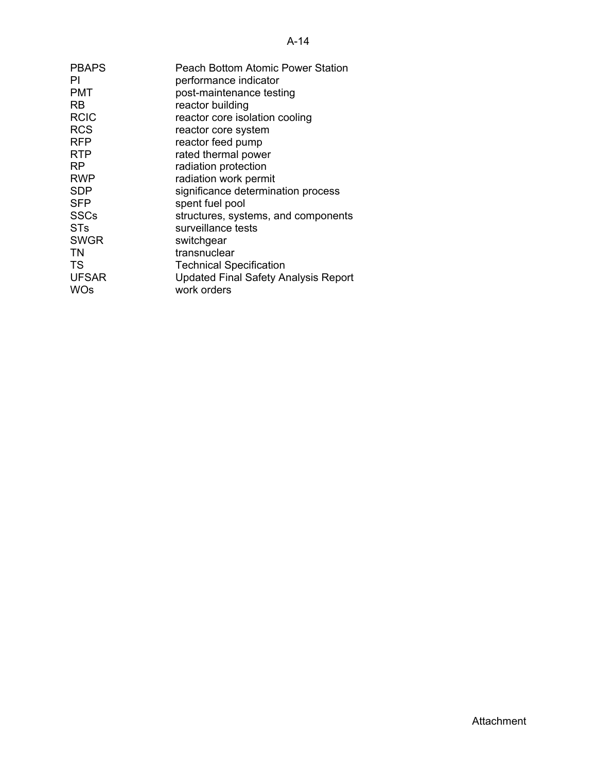| | |
|---|---|
| PBAPS | Peach Bottom Atomic Power Station |
| PI | performance indicator |
| PMT | post-maintenance testing |
| RB | reactor building |
| RCIC | reactor core isolation cooling |
| RCS | reactor core system |
| RFP | reactor feed pump |
| RTP | rated thermal power |
| RP | radiation protection |
| RWP | radiation work permit |
| SDP | significance determination process |
| SFP | spent fuel pool |
| SSCs | structures, systems, and components |
| STs | surveillance tests |
| SWGR | switchgear |
| TN | transnuclear |
| TS | Technical Specification |
| UFSAR | Updated Final Safety Analysis Report |
| WOs | work orders |